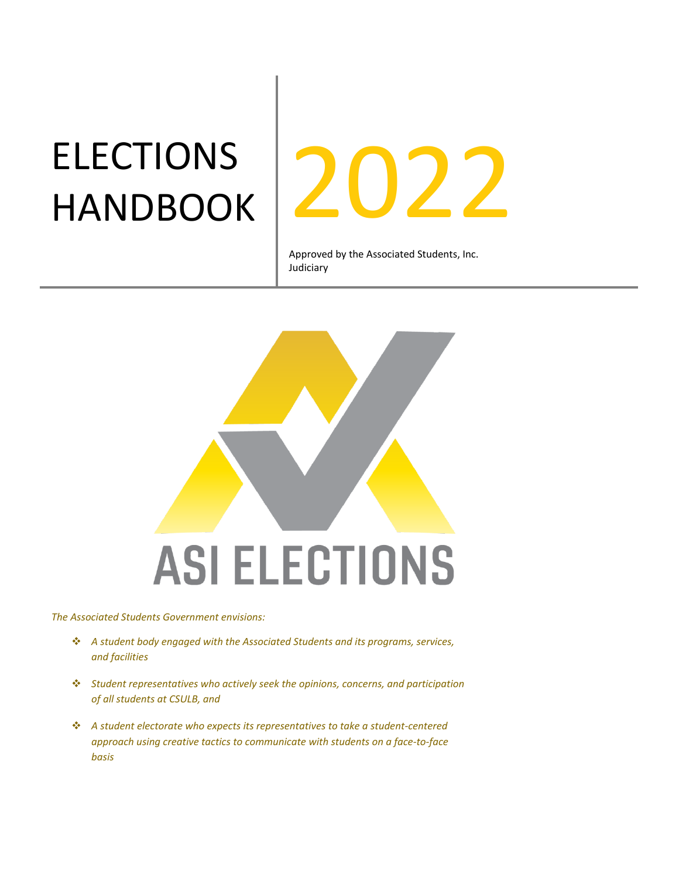# ELECTIONS HANDBOOK 2022

Approved by the Associated Students, Inc. Judiciary

ASI ELECTIONS

*The Associated Students Government envisions:*

- *A student body engaged with the Associated Students and its programs, services, and facilities*
- *Student representatives who actively seek the opinions, concerns, and participation of all students at CSULB, and*
- *A student electorate who expects its representatives to take a student-centered approach using creative tactics to communicate with students on a face-to-face basis*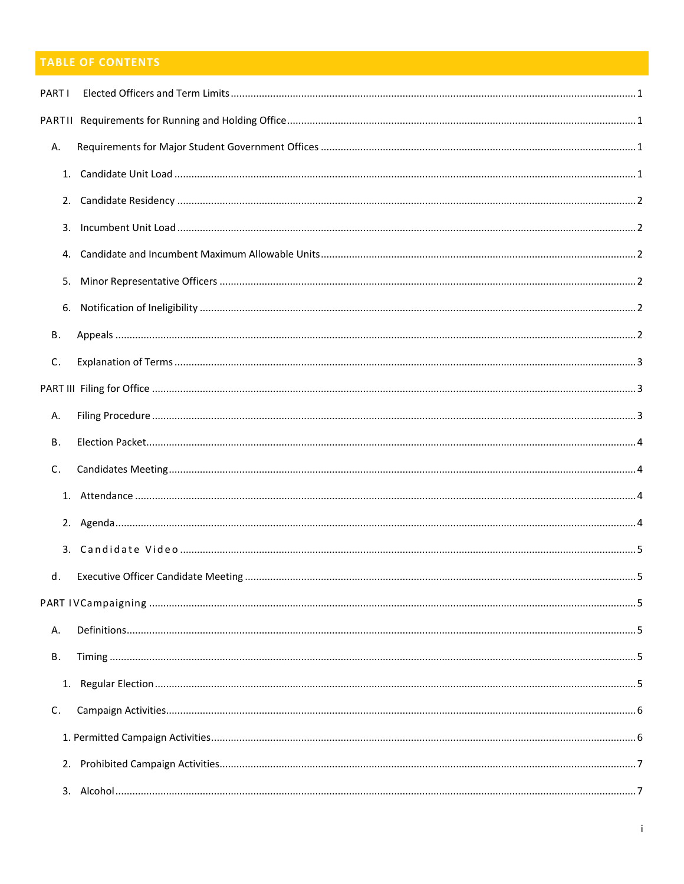## TABLE OF CONTENTS

PART I Elected Officers and Term Limits ..... 1

PART II Requirements for Running and Holding Office ..... 1

A. Requirements for Major Student Government Offices ..... 1

1. Candidate Unit Load ..... 1
2. Candidate Residency ..... 2
3. Incumbent Unit Load ..... 2
4. Candidate and Incumbent Maximum Allowable Units ..... 2
5. Minor Representative Officers ..... 2
6. Notification of Ineligibility ..... 2

B. Appeals ..... 2

C. Explanation of Terms ..... 3

PART III Filing for Office ..... 3

A. Filing Procedure ..... 3

B. Election Packet ..... 4

C. Candidates Meeting ..... 4

1. Attendance ..... 4
2. Agenda ..... 4
3. Candidate Video ..... 5

d. Executive Officer Candidate Meeting ..... 5

PART IV Campaigning ..... 5

A. Definitions ..... 5

B. Timing ..... 5

1. Regular Election ..... 5

C. Campaign Activities ..... 6

1. Permitted Campaign Activities ..... 6
2. Prohibited Campaign Activities ..... 7
3. Alcohol ..... 7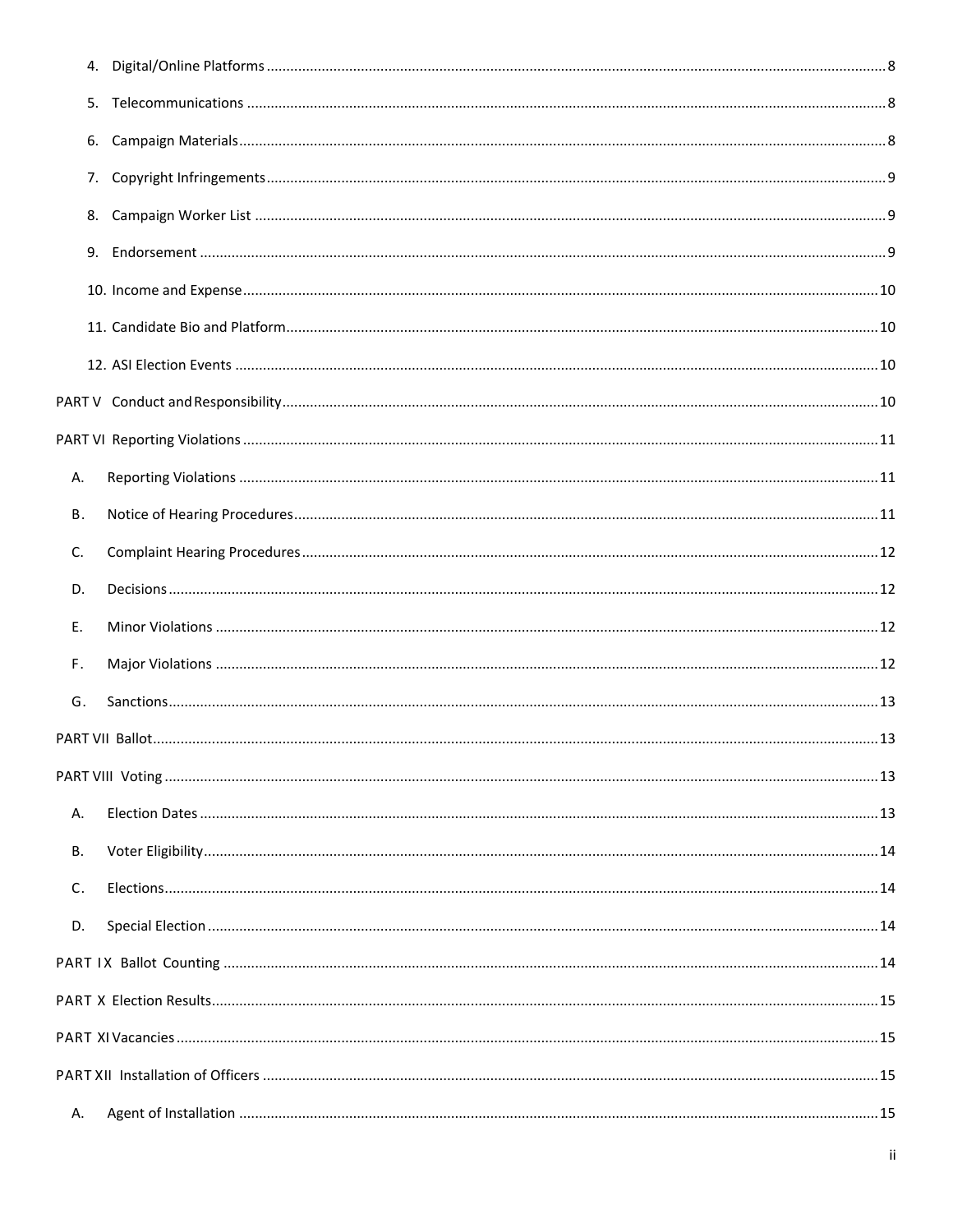4. Digital/Online Platforms ........................................................................................................ 8

5. Telecommunications .............................................................................................................. 8

6. Campaign Materials ................................................................................................................ 8

7. Copyright Infringements ......................................................................................................... 9

8. Campaign Worker List ............................................................................................................ 9

9. Endorsement .......................................................................................................................... 9

10. Income and Expense ............................................................................................................ 10

11. Candidate Bio and Platform .................................................................................................. 10

12. ASI Election Events ............................................................................................................... 10

PART V Conduct and Responsibility ......................................................................................... 10

PART VI Reporting Violations ................................................................................................... 11

A. Reporting Violations ................................................................................................................ 11

B. Notice of Hearing Procedures .................................................................................................. 11

C. Complaint Hearing Procedures ................................................................................................ 12

D. Decisions .................................................................................................................................. 12

E. Minor Violations ....................................................................................................................... 12

F. Major Violations ....................................................................................................................... 12

G. Sanctions .................................................................................................................................. 13

PART VII Ballot ............................................................................................................................ 13

PART VIII Voting ........................................................................................................................... 13

A. Election Dates ........................................................................................................................... 13

B. Voter Eligibility .......................................................................................................................... 14

C. Elections .................................................................................................................................... 14

D. Special Election ......................................................................................................................... 14

PART IX Ballot Counting ............................................................................................................. 14

PART X Election Results .............................................................................................................. 15

PART XI Vacancies ....................................................................................................................... 15

PART XII Installation of Officers ................................................................................................. 15

A. Agent of Installation ................................................................................................................. 15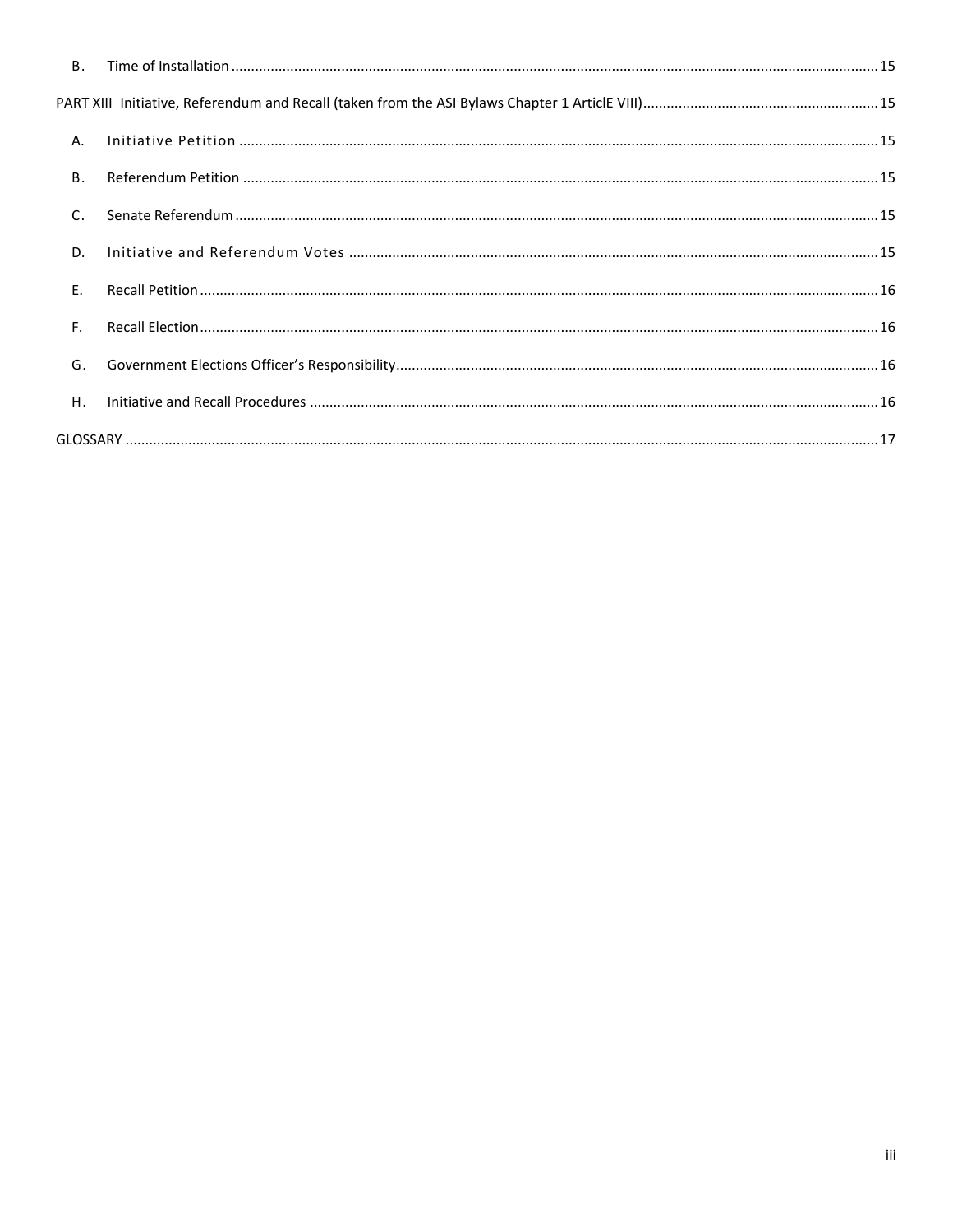B. Time of Installation ........ 15

PART XIII Initiative, Referendum and Recall (taken from the ASI Bylaws Chapter 1 ArticlE VIII) ........ 15

A. Initiative Petition ........ 15

B. Referendum Petition ........ 15

C. Senate Referendum ........ 15

D. Initiative and Referendum Votes ........ 15

E. Recall Petition ........ 16

F. Recall Election ........ 16

G. Government Elections Officer's Responsibility ........ 16

H. Initiative and Recall Procedures ........ 16

GLOSSARY ........ 17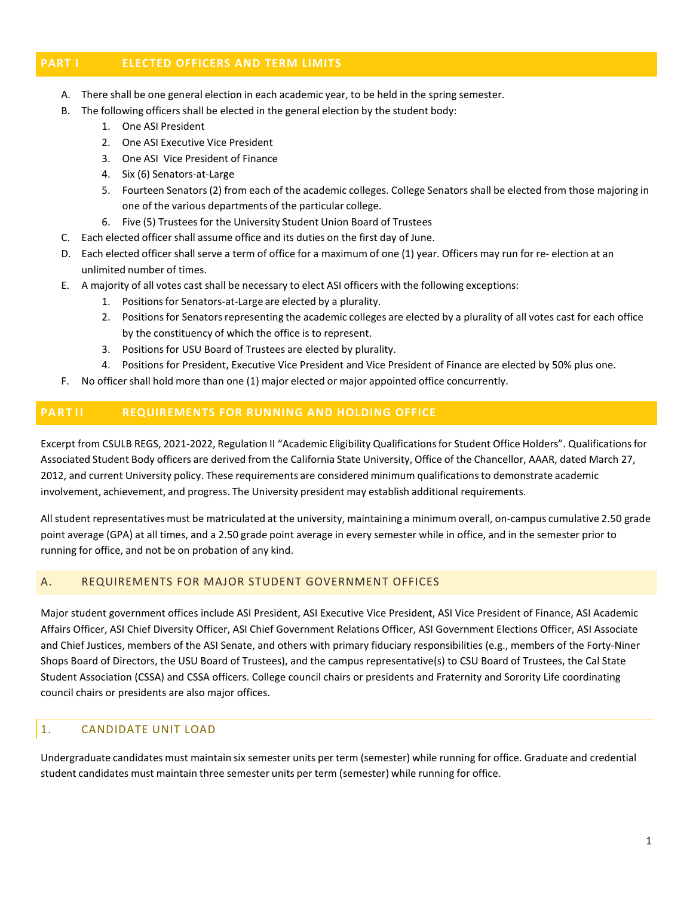## PART I ELECTED OFFICERS AND TERM LIMITS

A. There shall be one general election in each academic year, to be held in the spring semester.
B. The following officers shall be elected in the general election by the student body:
   1. One ASI President
   2. One ASI Executive Vice President
   3. One ASI Vice President of Finance
   4. Six (6) Senators-at-Large
   5. Fourteen Senators (2) from each of the academic colleges. College Senators shall be elected from those majoring in one of the various departments of the particular college.
   6. Five (5) Trustees for the University Student Union Board of Trustees
C. Each elected officer shall assume office and its duties on the first day of June.
D. Each elected officer shall serve a term of office for a maximum of one (1) year. Officers may run for re- election at an unlimited number of times.
E. A majority of all votes cast shall be necessary to elect ASI officers with the following exceptions:
   1. Positions for Senators-at-Large are elected by a plurality.
   2. Positions for Senators representing the academic colleges are elected by a plurality of all votes cast for each office by the constituency of which the office is to represent.
   3. Positions for USU Board of Trustees are elected by plurality.
   4. Positions for President, Executive Vice President and Vice President of Finance are elected by 50% plus one.
F. No officer shall hold more than one (1) major elected or major appointed office concurrently.

## PART II REQUIREMENTS FOR RUNNING AND HOLDING OFFICE

Excerpt from CSULB REGS, 2021-2022, Regulation II "Academic Eligibility Qualifications for Student Office Holders". Qualifications for Associated Student Body officers are derived from the California State University, Office of the Chancellor, AAAR, dated March 27, 2012, and current University policy. These requirements are considered minimum qualifications to demonstrate academic involvement, achievement, and progress. The University president may establish additional requirements.

All student representatives must be matriculated at the university, maintaining a minimum overall, on-campus cumulative 2.50 grade point average (GPA) at all times, and a 2.50 grade point average in every semester while in office, and in the semester prior to running for office, and not be on probation of any kind.

### A. REQUIREMENTS FOR MAJOR STUDENT GOVERNMENT OFFICES

Major student government offices include ASI President, ASI Executive Vice President, ASI Vice President of Finance, ASI Academic Affairs Officer, ASI Chief Diversity Officer, ASI Chief Government Relations Officer, ASI Government Elections Officer, ASI Associate and Chief Justices, members of the ASI Senate, and others with primary fiduciary responsibilities (e.g., members of the Forty-Niner Shops Board of Directors, the USU Board of Trustees), and the campus representative(s) to CSU Board of Trustees, the Cal State Student Association (CSSA) and CSSA officers. College council chairs or presidents and Fraternity and Sorority Life coordinating council chairs or presidents are also major offices.

#### 1. CANDIDATE UNIT LOAD

Undergraduate candidates must maintain six semester units per term (semester) while running for office. Graduate and credential student candidates must maintain three semester units per term (semester) while running for office.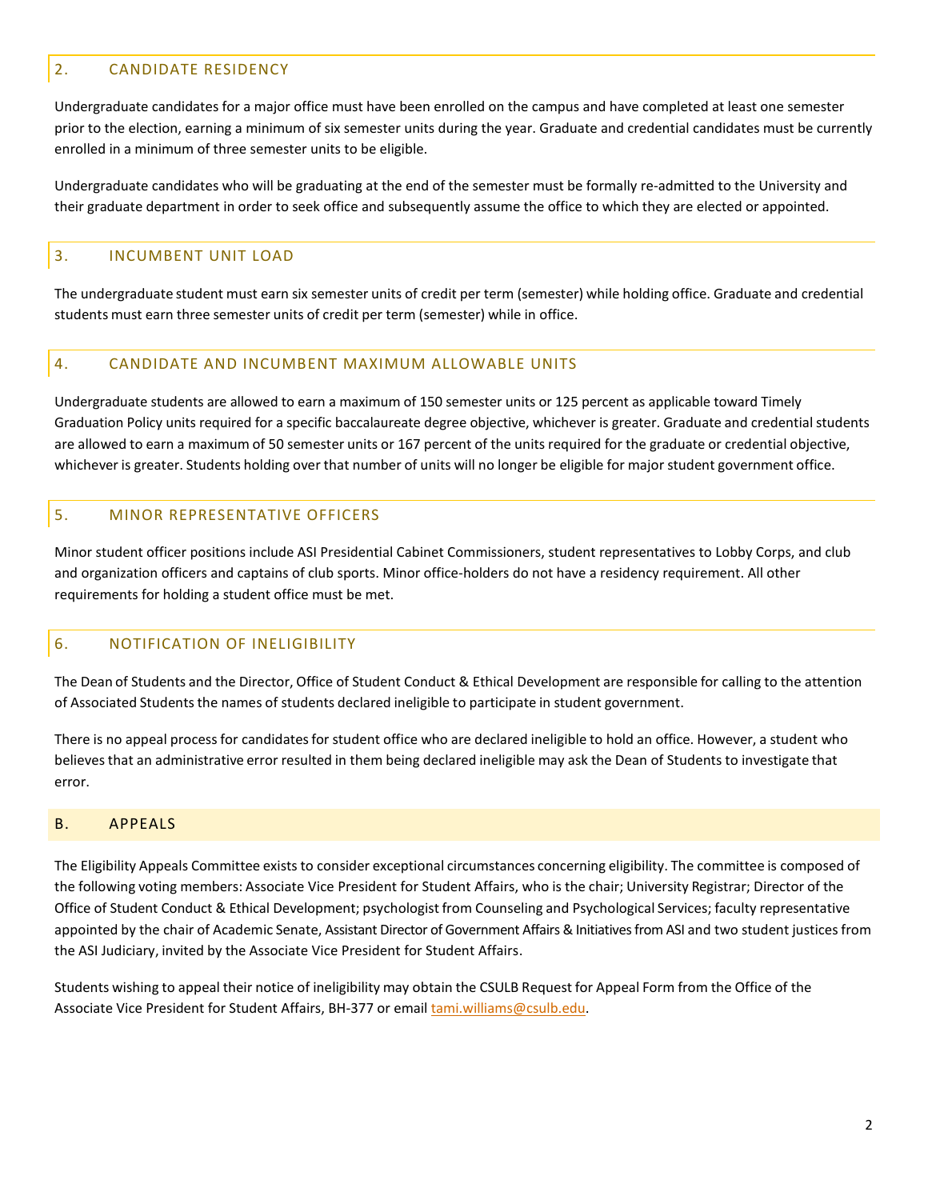### 2. CANDIDATE RESIDENCY

Undergraduate candidates for a major office must have been enrolled on the campus and have completed at least one semester prior to the election, earning a minimum of six semester units during the year. Graduate and credential candidates must be currently enrolled in a minimum of three semester units to be eligible.

Undergraduate candidates who will be graduating at the end of the semester must be formally re-admitted to the University and their graduate department in order to seek office and subsequently assume the office to which they are elected or appointed.

### 3. INCUMBENT UNIT LOAD

The undergraduate student must earn six semester units of credit per term (semester) while holding office. Graduate and credential students must earn three semester units of credit per term (semester) while in office.

### 4. CANDIDATE AND INCUMBENT MAXIMUM ALLOWABLE UNITS

Undergraduate students are allowed to earn a maximum of 150 semester units or 125 percent as applicable toward Timely Graduation Policy units required for a specific baccalaureate degree objective, whichever is greater. Graduate and credential students are allowed to earn a maximum of 50 semester units or 167 percent of the units required for the graduate or credential objective, whichever is greater. Students holding over that number of units will no longer be eligible for major student government office.

### 5. MINOR REPRESENTATIVE OFFICERS

Minor student officer positions include ASI Presidential Cabinet Commissioners, student representatives to Lobby Corps, and club and organization officers and captains of club sports. Minor office-holders do not have a residency requirement. All other requirements for holding a student office must be met.

### 6. NOTIFICATION OF INELIGIBILITY

The Dean of Students and the Director, Office of Student Conduct & Ethical Development are responsible for calling to the attention of Associated Students the names of students declared ineligible to participate in student government.

There is no appeal process for candidates for student office who are declared ineligible to hold an office. However, a student who believes that an administrative error resulted in them being declared ineligible may ask the Dean of Students to investigate that error.

## B. APPEALS

The Eligibility Appeals Committee exists to consider exceptional circumstances concerning eligibility. The committee is composed of the following voting members: Associate Vice President for Student Affairs, who is the chair; University Registrar; Director of the Office of Student Conduct & Ethical Development; psychologist from Counseling and Psychological Services; faculty representative appointed by the chair of Academic Senate, Assistant Director of Government Affairs & Initiatives from ASI and two student justices from the ASI Judiciary, invited by the Associate Vice President for Student Affairs.

Students wishing to appeal their notice of ineligibility may obtain the CSULB Request for Appeal Form from the Office of the Associate Vice President for Student Affairs, BH-377 or email tami.williams@csulb.edu.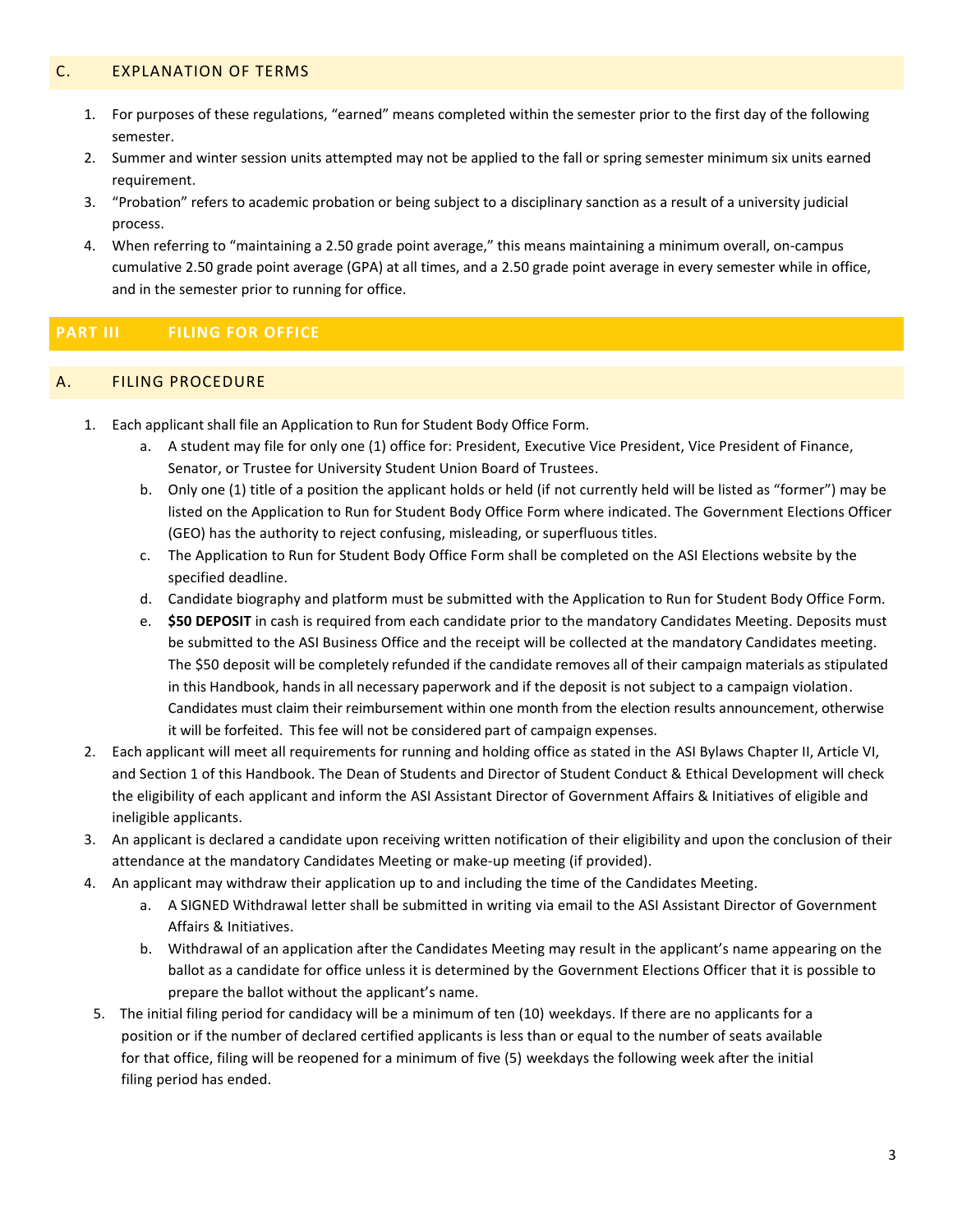## C. EXPLANATION OF TERMS

1. For purposes of these regulations, "earned" means completed within the semester prior to the first day of the following semester.
2. Summer and winter session units attempted may not be applied to the fall or spring semester minimum six units earned requirement.
3. "Probation" refers to academic probation or being subject to a disciplinary sanction as a result of a university judicial process.
4. When referring to "maintaining a 2.50 grade point average," this means maintaining a minimum overall, on-campus cumulative 2.50 grade point average (GPA) at all times, and a 2.50 grade point average in every semester while in office, and in the semester prior to running for office.

# PART III FILING FOR OFFICE

## A. FILING PROCEDURE

1. Each applicant shall file an Application to Run for Student Body Office Form.
   a. A student may file for only one (1) office for: President, Executive Vice President, Vice President of Finance, Senator, or Trustee for University Student Union Board of Trustees.
   b. Only one (1) title of a position the applicant holds or held (if not currently held will be listed as "former") may be listed on the Application to Run for Student Body Office Form where indicated. The Government Elections Officer (GEO) has the authority to reject confusing, misleading, or superfluous titles.
   c. The Application to Run for Student Body Office Form shall be completed on the ASI Elections website by the specified deadline.
   d. Candidate biography and platform must be submitted with the Application to Run for Student Body Office Form.
   e. **$50 DEPOSIT** in cash is required from each candidate prior to the mandatory Candidates Meeting. Deposits must be submitted to the ASI Business Office and the receipt will be collected at the mandatory Candidates meeting. The $50 deposit will be completely refunded if the candidate removes all of their campaign materials as stipulated in this Handbook, hands in all necessary paperwork and if the deposit is not subject to a campaign violation. Candidates must claim their reimbursement within one month from the election results announcement, otherwise it will be forfeited. This fee will not be considered part of campaign expenses.
2. Each applicant will meet all requirements for running and holding office as stated in the ASI Bylaws Chapter II, Article VI, and Section 1 of this Handbook. The Dean of Students and Director of Student Conduct & Ethical Development will check the eligibility of each applicant and inform the ASI Assistant Director of Government Affairs & Initiatives of eligible and ineligible applicants.
3. An applicant is declared a candidate upon receiving written notification of their eligibility and upon the conclusion of their attendance at the mandatory Candidates Meeting or make-up meeting (if provided).
4. An applicant may withdraw their application up to and including the time of the Candidates Meeting.
   a. A SIGNED Withdrawal letter shall be submitted in writing via email to the ASI Assistant Director of Government Affairs & Initiatives.
   b. Withdrawal of an application after the Candidates Meeting may result in the applicant's name appearing on the ballot as a candidate for office unless it is determined by the Government Elections Officer that it is possible to prepare the ballot without the applicant's name.
5. The initial filing period for candidacy will be a minimum of ten (10) weekdays. If there are no applicants for a position or if the number of declared certified applicants is less than or equal to the number of seats available for that office, filing will be reopened for a minimum of five (5) weekdays the following week after the initial filing period has ended.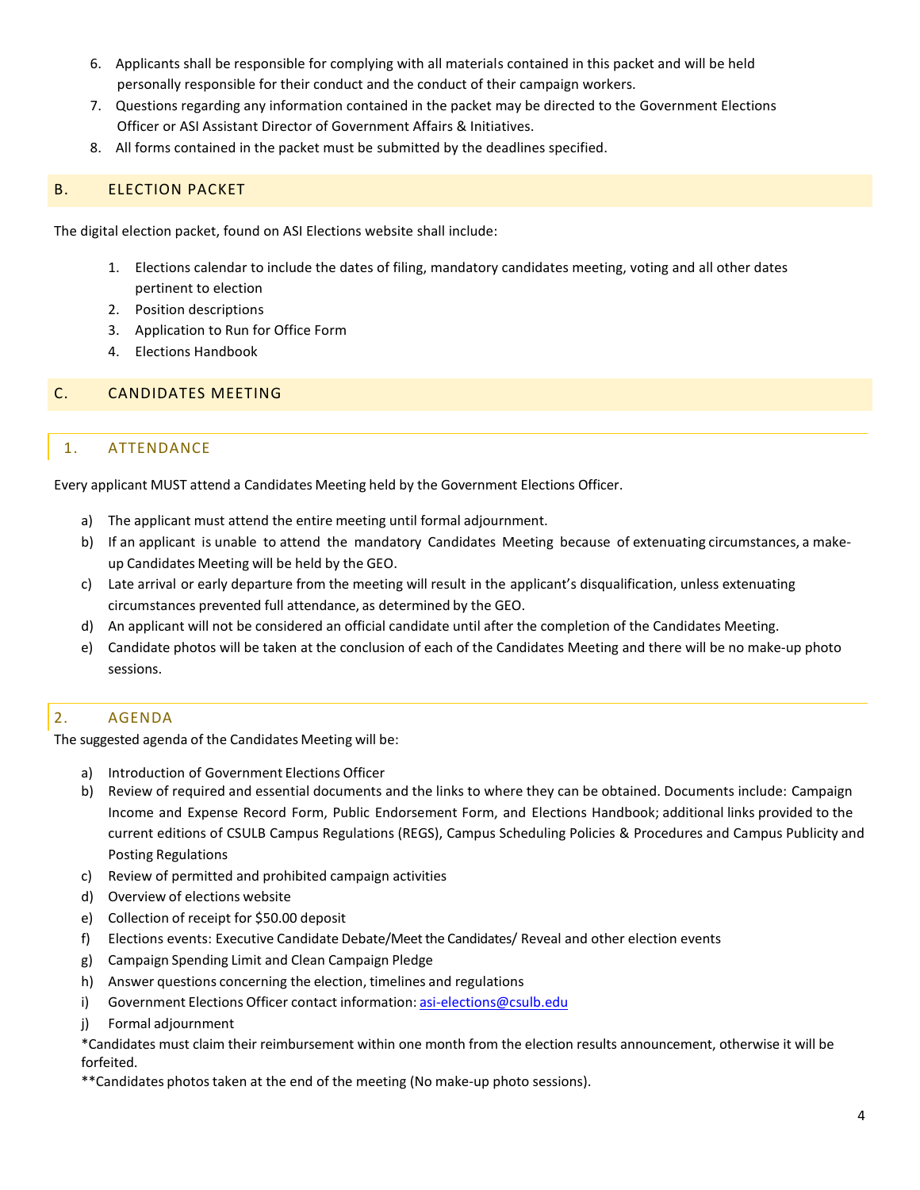6. Applicants shall be responsible for complying with all materials contained in this packet and will be held personally responsible for their conduct and the conduct of their campaign workers.
7. Questions regarding any information contained in the packet may be directed to the Government Elections Officer or ASI Assistant Director of Government Affairs & Initiatives.
8. All forms contained in the packet must be submitted by the deadlines specified.

## B. ELECTION PACKET

The digital election packet, found on ASI Elections website shall include:

1. Elections calendar to include the dates of filing, mandatory candidates meeting, voting and all other dates pertinent to election
2. Position descriptions
3. Application to Run for Office Form
4. Elections Handbook

## C. CANDIDATES MEETING

### 1. ATTENDANCE

Every applicant MUST attend a Candidates Meeting held by the Government Elections Officer.

a) The applicant must attend the entire meeting until formal adjournment.
b) If an applicant is unable to attend the mandatory Candidates Meeting because of extenuating circumstances, a make-up Candidates Meeting will be held by the GEO.
c) Late arrival or early departure from the meeting will result in the applicant's disqualification, unless extenuating circumstances prevented full attendance, as determined by the GEO.
d) An applicant will not be considered an official candidate until after the completion of the Candidates Meeting.
e) Candidate photos will be taken at the conclusion of each of the Candidates Meeting and there will be no make-up photo sessions.

### 2. AGENDA

The suggested agenda of the Candidates Meeting will be:

a) Introduction of Government Elections Officer
b) Review of required and essential documents and the links to where they can be obtained. Documents include: Campaign Income and Expense Record Form, Public Endorsement Form, and Elections Handbook; additional links provided to the current editions of CSULB Campus Regulations (REGS), Campus Scheduling Policies & Procedures and Campus Publicity and Posting Regulations
c) Review of permitted and prohibited campaign activities
d) Overview of elections website
e) Collection of receipt for $50.00 deposit
f) Elections events: Executive Candidate Debate/Meet the Candidates/ Reveal and other election events
g) Campaign Spending Limit and Clean Campaign Pledge
h) Answer questions concerning the election, timelines and regulations
i) Government Elections Officer contact information: asi-elections@csulb.edu
j) Formal adjournment

*Candidates must claim their reimbursement within one month from the election results announcement, otherwise it will be forfeited.

**Candidates photos taken at the end of the meeting (No make-up photo sessions).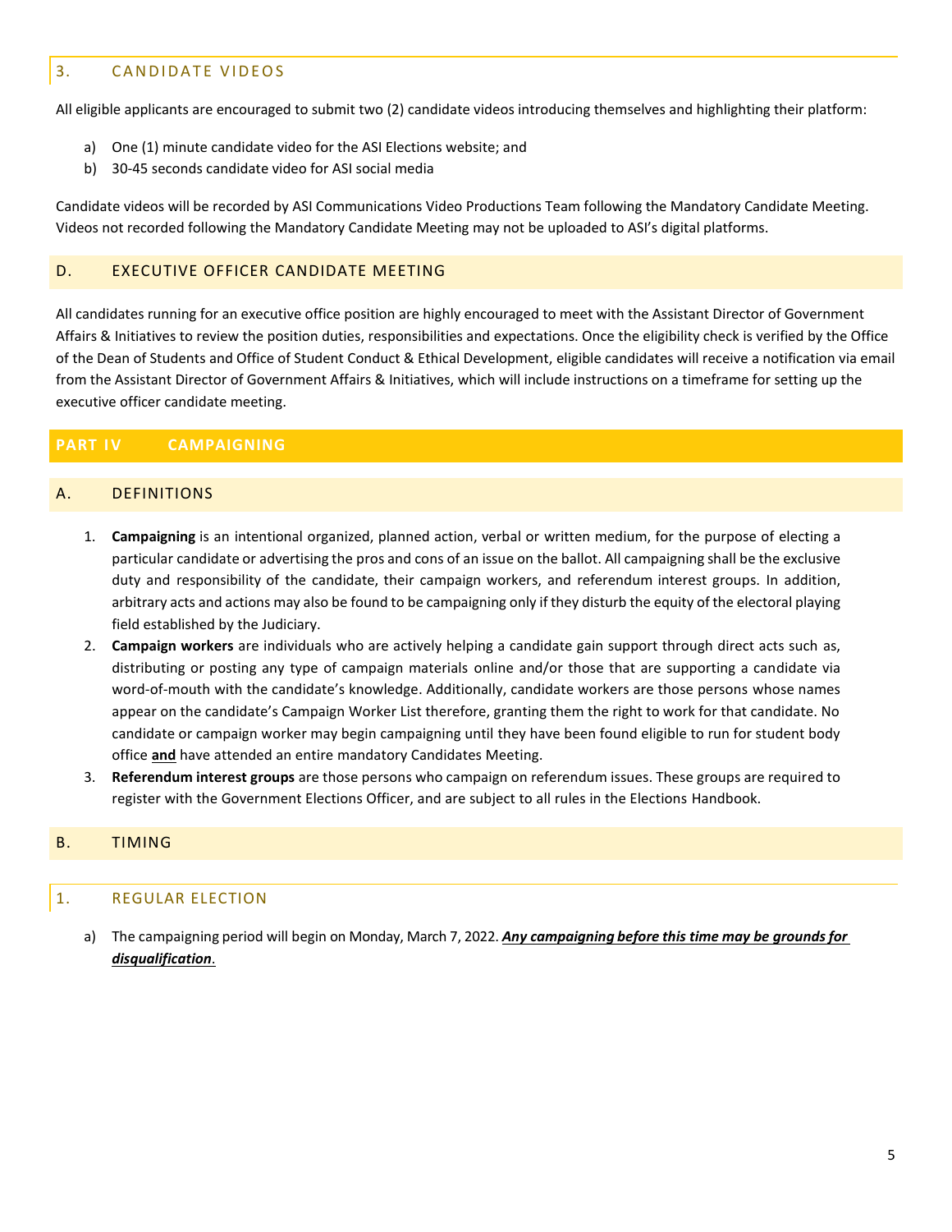#### 3. CANDIDATE VIDEOS

All eligible applicants are encouraged to submit two (2) candidate videos introducing themselves and highlighting their platform:

a) One (1) minute candidate video for the ASI Elections website; and
b) 30-45 seconds candidate video for ASI social media

Candidate videos will be recorded by ASI Communications Video Productions Team following the Mandatory Candidate Meeting. Videos not recorded following the Mandatory Candidate Meeting may not be uploaded to ASI's digital platforms.

### D. EXECUTIVE OFFICER CANDIDATE MEETING

All candidates running for an executive office position are highly encouraged to meet with the Assistant Director of Government Affairs & Initiatives to review the position duties, responsibilities and expectations. Once the eligibility check is verified by the Office of the Dean of Students and Office of Student Conduct & Ethical Development, eligible candidates will receive a notification via email from the Assistant Director of Government Affairs & Initiatives, which will include instructions on a timeframe for setting up the executive officer candidate meeting.

## PART IV CAMPAIGNING

### A. DEFINITIONS

1. **Campaigning** is an intentional organized, planned action, verbal or written medium, for the purpose of electing a particular candidate or advertising the pros and cons of an issue on the ballot. All campaigning shall be the exclusive duty and responsibility of the candidate, their campaign workers, and referendum interest groups. In addition, arbitrary acts and actions may also be found to be campaigning only if they disturb the equity of the electoral playing field established by the Judiciary.
2. **Campaign workers** are individuals who are actively helping a candidate gain support through direct acts such as, distributing or posting any type of campaign materials online and/or those that are supporting a candidate via word-of-mouth with the candidate's knowledge. Additionally, candidate workers are those persons whose names appear on the candidate's Campaign Worker List therefore, granting them the right to work for that candidate. No candidate or campaign worker may begin campaigning until they have been found eligible to run for student body office <u>**and**</u> have attended an entire mandatory Candidates Meeting.
3. **Referendum interest groups** are those persons who campaign on referendum issues. These groups are required to register with the Government Elections Officer, and are subject to all rules in the Elections Handbook.

### B. TIMING

#### 1. REGULAR ELECTION

a) The campaigning period will begin on Monday, March 7, 2022. <u>***Any campaigning before this time may be grounds for disqualification***</u>.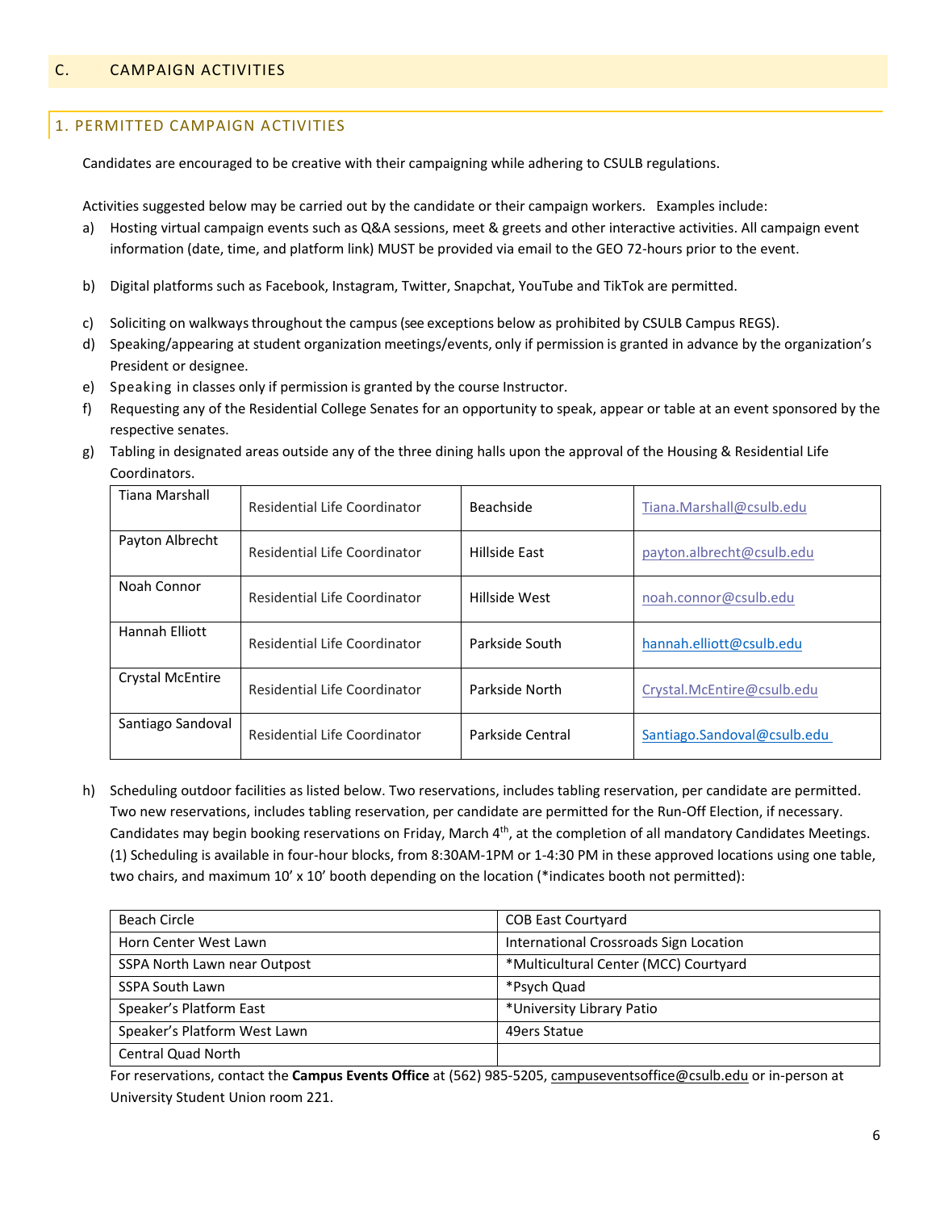## C. CAMPAIGN ACTIVITIES

### 1. PERMITTED CAMPAIGN ACTIVITIES

Candidates are encouraged to be creative with their campaigning while adhering to CSULB regulations.

Activities suggested below may be carried out by the candidate or their campaign workers. Examples include:

a) Hosting virtual campaign events such as Q&A sessions, meet & greets and other interactive activities. All campaign event information (date, time, and platform link) MUST be provided via email to the GEO 72-hours prior to the event.

b) Digital platforms such as Facebook, Instagram, Twitter, Snapchat, YouTube and TikTok are permitted.

c) Soliciting on walkways throughout the campus (see exceptions below as prohibited by CSULB Campus REGS).

d) Speaking/appearing at student organization meetings/events, only if permission is granted in advance by the organization's President or designee.

e) Speaking in classes only if permission is granted by the course Instructor.

f) Requesting any of the Residential College Senates for an opportunity to speak, appear or table at an event sponsored by the respective senates.

g) Tabling in designated areas outside any of the three dining halls upon the approval of the Housing & Residential Life Coordinators.

| Tiana Marshall | Residential Life Coordinator | Beachside | Tiana.Marshall@csulb.edu |
|---|---|---|---|
| Payton Albrecht | Residential Life Coordinator | Hillside East | payton.albrecht@csulb.edu |
| Noah Connor | Residential Life Coordinator | Hillside West | noah.connor@csulb.edu |
| Hannah Elliott | Residential Life Coordinator | Parkside South | hannah.elliott@csulb.edu |
| Crystal McEntire | Residential Life Coordinator | Parkside North | Crystal.McEntire@csulb.edu |
| Santiago Sandoval | Residential Life Coordinator | Parkside Central | Santiago.Sandoval@csulb.edu |

h) Scheduling outdoor facilities as listed below. Two reservations, includes tabling reservation, per candidate are permitted. Two new reservations, includes tabling reservation, per candidate are permitted for the Run-Off Election, if necessary. Candidates may begin booking reservations on Friday, March 4th, at the completion of all mandatory Candidates Meetings. (1) Scheduling is available in four-hour blocks, from 8:30AM-1PM or 1-4:30 PM in these approved locations using one table, two chairs, and maximum 10' x 10' booth depending on the location (*indicates booth not permitted):

| Beach Circle | COB East Courtyard |
|---|---|
| Horn Center West Lawn | International Crossroads Sign Location |
| SSPA North Lawn near Outpost | *Multicultural Center (MCC) Courtyard |
| SSPA South Lawn | *Psych Quad |
| Speaker's Platform East | *University Library Patio |
| Speaker's Platform West Lawn | 49ers Statue |
| Central Quad North | |

For reservations, contact the **Campus Events Office** at (562) 985-5205, campuseventsoffice@csulb.edu or in-person at University Student Union room 221.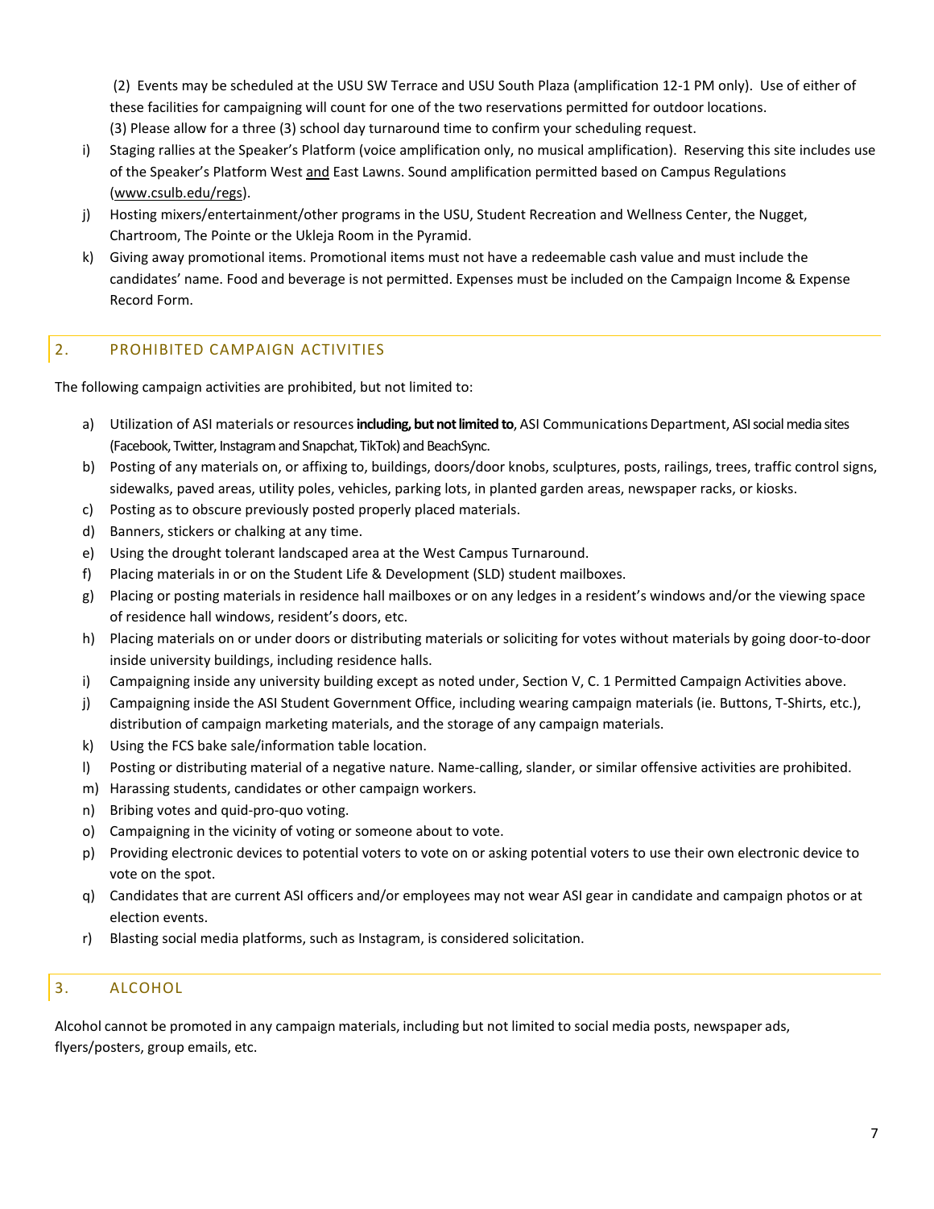(2) Events may be scheduled at the USU SW Terrace and USU South Plaza (amplification 12-1 PM only). Use of either of these facilities for campaigning will count for one of the two reservations permitted for outdoor locations.
(3) Please allow for a three (3) school day turnaround time to confirm your scheduling request.

i) Staging rallies at the Speaker's Platform (voice amplification only, no musical amplification). Reserving this site includes use of the Speaker's Platform West and East Lawns. Sound amplification permitted based on Campus Regulations (www.csulb.edu/regs).
j) Hosting mixers/entertainment/other programs in the USU, Student Recreation and Wellness Center, the Nugget, Chartroom, The Pointe or the Ukleja Room in the Pyramid.
k) Giving away promotional items. Promotional items must not have a redeemable cash value and must include the candidates' name. Food and beverage is not permitted. Expenses must be included on the Campaign Income & Expense Record Form.

## 2. PROHIBITED CAMPAIGN ACTIVITIES

The following campaign activities are prohibited, but not limited to:

a) Utilization of ASI materials or resources **including, but not limited to**, ASI Communications Department, ASI social media sites (Facebook, Twitter, Instagram and Snapchat, TikTok) and BeachSync.
b) Posting of any materials on, or affixing to, buildings, doors/door knobs, sculptures, posts, railings, trees, traffic control signs, sidewalks, paved areas, utility poles, vehicles, parking lots, in planted garden areas, newspaper racks, or kiosks.
c) Posting as to obscure previously posted properly placed materials.
d) Banners, stickers or chalking at any time.
e) Using the drought tolerant landscaped area at the West Campus Turnaround.
f) Placing materials in or on the Student Life & Development (SLD) student mailboxes.
g) Placing or posting materials in residence hall mailboxes or on any ledges in a resident's windows and/or the viewing space of residence hall windows, resident's doors, etc.
h) Placing materials on or under doors or distributing materials or soliciting for votes without materials by going door-to-door inside university buildings, including residence halls.
i) Campaigning inside any university building except as noted under, Section V, C. 1 Permitted Campaign Activities above.
j) Campaigning inside the ASI Student Government Office, including wearing campaign materials (ie. Buttons, T-Shirts, etc.), distribution of campaign marketing materials, and the storage of any campaign materials.
k) Using the FCS bake sale/information table location.
l) Posting or distributing material of a negative nature. Name-calling, slander, or similar offensive activities are prohibited.
m) Harassing students, candidates or other campaign workers.
n) Bribing votes and quid-pro-quo voting.
o) Campaigning in the vicinity of voting or someone about to vote.
p) Providing electronic devices to potential voters to vote on or asking potential voters to use their own electronic device to vote on the spot.
q) Candidates that are current ASI officers and/or employees may not wear ASI gear in candidate and campaign photos or at election events.
r) Blasting social media platforms, such as Instagram, is considered solicitation.

## 3. ALCOHOL

Alcohol cannot be promoted in any campaign materials, including but not limited to social media posts, newspaper ads, flyers/posters, group emails, etc.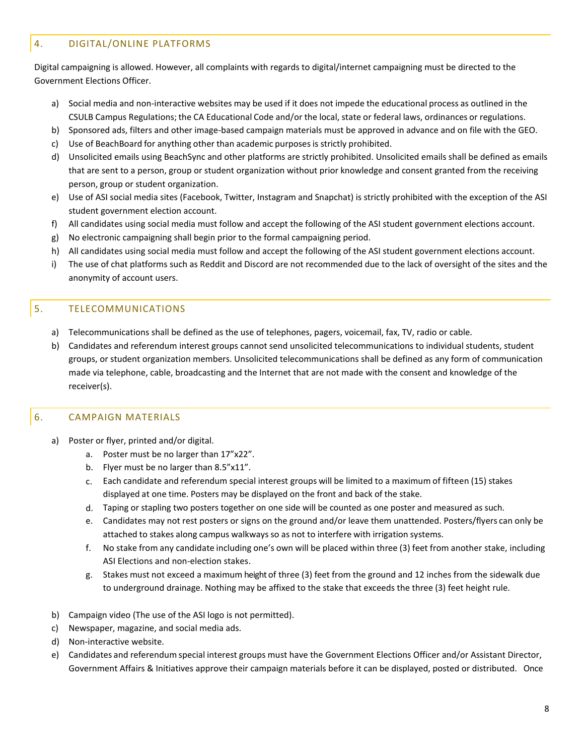## 4. DIGITAL/ONLINE PLATFORMS

Digital campaigning is allowed. However, all complaints with regards to digital/internet campaigning must be directed to the Government Elections Officer.

a) Social media and non-interactive websites may be used if it does not impede the educational process as outlined in the CSULB Campus Regulations; the CA Educational Code and/or the local, state or federal laws, ordinances or regulations.
b) Sponsored ads, filters and other image-based campaign materials must be approved in advance and on file with the GEO.
c) Use of BeachBoard for anything other than academic purposes is strictly prohibited.
d) Unsolicited emails using BeachSync and other platforms are strictly prohibited. Unsolicited emails shall be defined as emails that are sent to a person, group or student organization without prior knowledge and consent granted from the receiving person, group or student organization.
e) Use of ASI social media sites (Facebook, Twitter, Instagram and Snapchat) is strictly prohibited with the exception of the ASI student government election account.
f) All candidates using social media must follow and accept the following of the ASI student government elections account.
g) No electronic campaigning shall begin prior to the formal campaigning period.
h) All candidates using social media must follow and accept the following of the ASI student government elections account.
i) The use of chat platforms such as Reddit and Discord are not recommended due to the lack of oversight of the sites and the anonymity of account users.

## 5. TELECOMMUNICATIONS

a) Telecommunications shall be defined as the use of telephones, pagers, voicemail, fax, TV, radio or cable.
b) Candidates and referendum interest groups cannot send unsolicited telecommunications to individual students, student groups, or student organization members. Unsolicited telecommunications shall be defined as any form of communication made via telephone, cable, broadcasting and the Internet that are not made with the consent and knowledge of the receiver(s).

## 6. CAMPAIGN MATERIALS

a) Poster or flyer, printed and/or digital.
   a. Poster must be no larger than 17"x22".
   b. Flyer must be no larger than 8.5"x11".
   c. Each candidate and referendum special interest groups will be limited to a maximum of fifteen (15) stakes displayed at one time. Posters may be displayed on the front and back of the stake.
   d. Taping or stapling two posters together on one side will be counted as one poster and measured as such.
   e. Candidates may not rest posters or signs on the ground and/or leave them unattended. Posters/flyers can only be attached to stakes along campus walkways so as not to interfere with irrigation systems.
   f. No stake from any candidate including one's own will be placed within three (3) feet from another stake, including ASI Elections and non-election stakes.
   g. Stakes must not exceed a maximum height of three (3) feet from the ground and 12 inches from the sidewalk due to underground drainage. Nothing may be affixed to the stake that exceeds the three (3) feet height rule.

b) Campaign video (The use of the ASI logo is not permitted).
c) Newspaper, magazine, and social media ads.
d) Non-interactive website.
e) Candidates and referendum special interest groups must have the Government Elections Officer and/or Assistant Director, Government Affairs & Initiatives approve their campaign materials before it can be displayed, posted or distributed. Once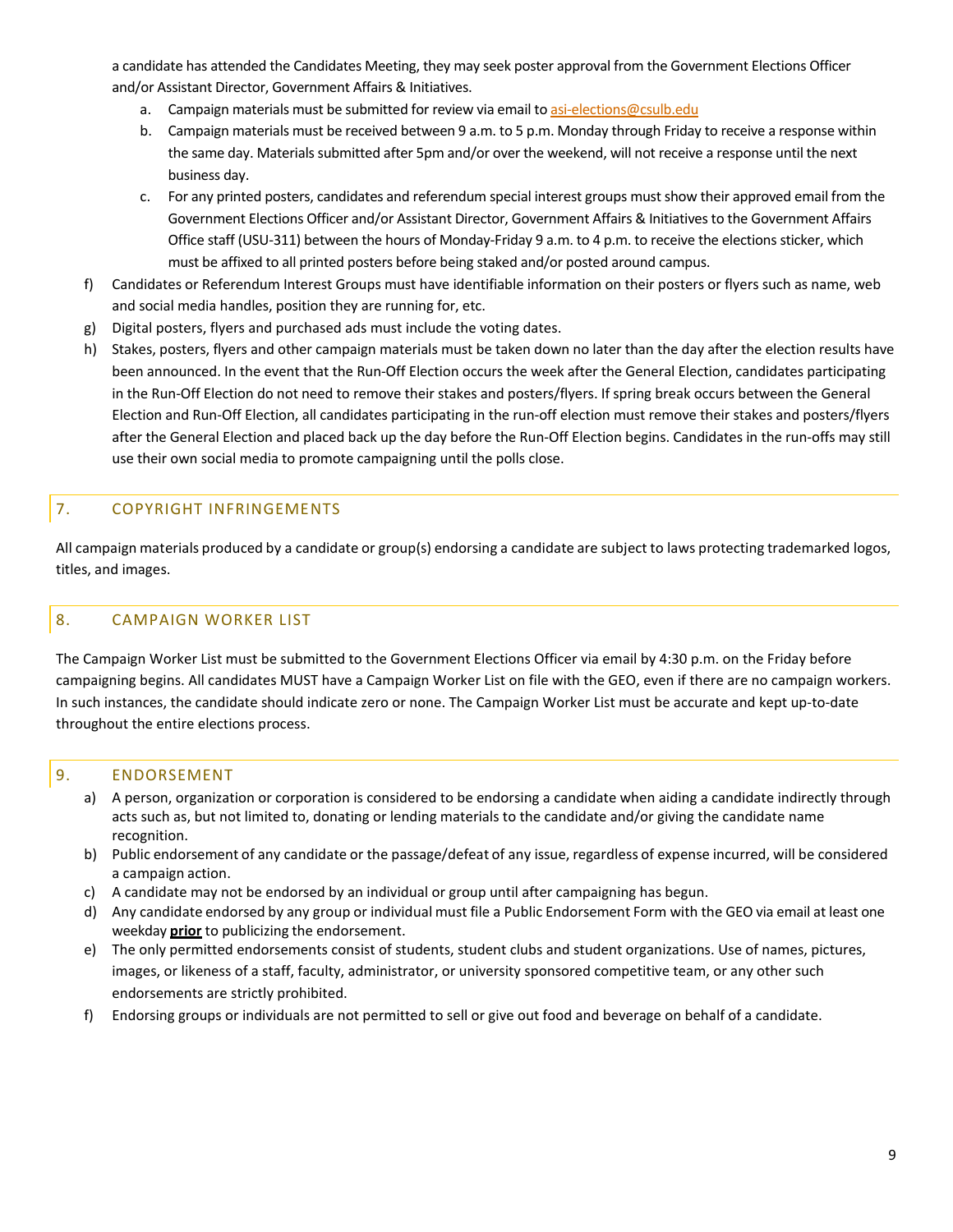a candidate has attended the Candidates Meeting, they may seek poster approval from the Government Elections Officer and/or Assistant Director, Government Affairs & Initiatives.

a. Campaign materials must be submitted for review via email to asi-elections@csulb.edu
b. Campaign materials must be received between 9 a.m. to 5 p.m. Monday through Friday to receive a response within the same day. Materials submitted after 5pm and/or over the weekend, will not receive a response until the next business day.
c. For any printed posters, candidates and referendum special interest groups must show their approved email from the Government Elections Officer and/or Assistant Director, Government Affairs & Initiatives to the Government Affairs Office staff (USU-311) between the hours of Monday-Friday 9 a.m. to 4 p.m. to receive the elections sticker, which must be affixed to all printed posters before being staked and/or posted around campus.

f) Candidates or Referendum Interest Groups must have identifiable information on their posters or flyers such as name, web and social media handles, position they are running for, etc.

g) Digital posters, flyers and purchased ads must include the voting dates.

h) Stakes, posters, flyers and other campaign materials must be taken down no later than the day after the election results have been announced. In the event that the Run-Off Election occurs the week after the General Election, candidates participating in the Run-Off Election do not need to remove their stakes and posters/flyers. If spring break occurs between the General Election and Run-Off Election, all candidates participating in the run-off election must remove their stakes and posters/flyers after the General Election and placed back up the day before the Run-Off Election begins. Candidates in the run-offs may still use their own social media to promote campaigning until the polls close.

## 7. COPYRIGHT INFRINGEMENTS

All campaign materials produced by a candidate or group(s) endorsing a candidate are subject to laws protecting trademarked logos, titles, and images.

## 8. CAMPAIGN WORKER LIST

The Campaign Worker List must be submitted to the Government Elections Officer via email by 4:30 p.m. on the Friday before campaigning begins. All candidates MUST have a Campaign Worker List on file with the GEO, even if there are no campaign workers. In such instances, the candidate should indicate zero or none. The Campaign Worker List must be accurate and kept up-to-date throughout the entire elections process.

## 9. ENDORSEMENT

a) A person, organization or corporation is considered to be endorsing a candidate when aiding a candidate indirectly through acts such as, but not limited to, donating or lending materials to the candidate and/or giving the candidate name recognition.

b) Public endorsement of any candidate or the passage/defeat of any issue, regardless of expense incurred, will be considered a campaign action.

c) A candidate may not be endorsed by an individual or group until after campaigning has begun.

d) Any candidate endorsed by any group or individual must file a Public Endorsement Form with the GEO via email at least one weekday **prior** to publicizing the endorsement.

e) The only permitted endorsements consist of students, student clubs and student organizations. Use of names, pictures, images, or likeness of a staff, faculty, administrator, or university sponsored competitive team, or any other such endorsements are strictly prohibited.

f) Endorsing groups or individuals are not permitted to sell or give out food and beverage on behalf of a candidate.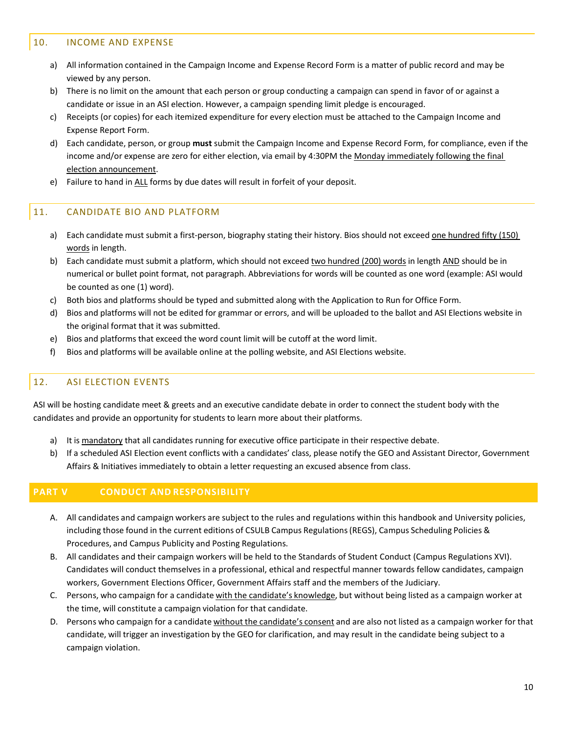## 10. INCOME AND EXPENSE

a) All information contained in the Campaign Income and Expense Record Form is a matter of public record and may be viewed by any person.

b) There is no limit on the amount that each person or group conducting a campaign can spend in favor of or against a candidate or issue in an ASI election. However, a campaign spending limit pledge is encouraged.

c) Receipts (or copies) for each itemized expenditure for every election must be attached to the Campaign Income and Expense Report Form.

d) Each candidate, person, or group **must** submit the Campaign Income and Expense Record Form, for compliance, even if the income and/or expense are zero for either election, via email by 4:30PM the Monday immediately following the final election announcement.

e) Failure to hand in ALL forms by due dates will result in forfeit of your deposit.

## 11. CANDIDATE BIO AND PLATFORM

a) Each candidate must submit a first-person, biography stating their history. Bios should not exceed one hundred fifty (150) words in length.

b) Each candidate must submit a platform, which should not exceed two hundred (200) words in length AND should be in numerical or bullet point format, not paragraph. Abbreviations for words will be counted as one word (example: ASI would be counted as one (1) word).

c) Both bios and platforms should be typed and submitted along with the Application to Run for Office Form.

d) Bios and platforms will not be edited for grammar or errors, and will be uploaded to the ballot and ASI Elections website in the original format that it was submitted.

e) Bios and platforms that exceed the word count limit will be cutoff at the word limit.

f) Bios and platforms will be available online at the polling website, and ASI Elections website.

## 12. ASI ELECTION EVENTS

ASI will be hosting candidate meet & greets and an executive candidate debate in order to connect the student body with the candidates and provide an opportunity for students to learn more about their platforms.

a) It is mandatory that all candidates running for executive office participate in their respective debate.

b) If a scheduled ASI Election event conflicts with a candidates' class, please notify the GEO and Assistant Director, Government Affairs & Initiatives immediately to obtain a letter requesting an excused absence from class.

# PART V CONDUCT AND RESPONSIBILITY

A. All candidates and campaign workers are subject to the rules and regulations within this handbook and University policies, including those found in the current editions of CSULB Campus Regulations (REGS), Campus Scheduling Policies & Procedures, and Campus Publicity and Posting Regulations.

B. All candidates and their campaign workers will be held to the Standards of Student Conduct (Campus Regulations XVI). Candidates will conduct themselves in a professional, ethical and respectful manner towards fellow candidates, campaign workers, Government Elections Officer, Government Affairs staff and the members of the Judiciary.

C. Persons, who campaign for a candidate with the candidate's knowledge, but without being listed as a campaign worker at the time, will constitute a campaign violation for that candidate.

D. Persons who campaign for a candidate without the candidate's consent and are also not listed as a campaign worker for that candidate, will trigger an investigation by the GEO for clarification, and may result in the candidate being subject to a campaign violation.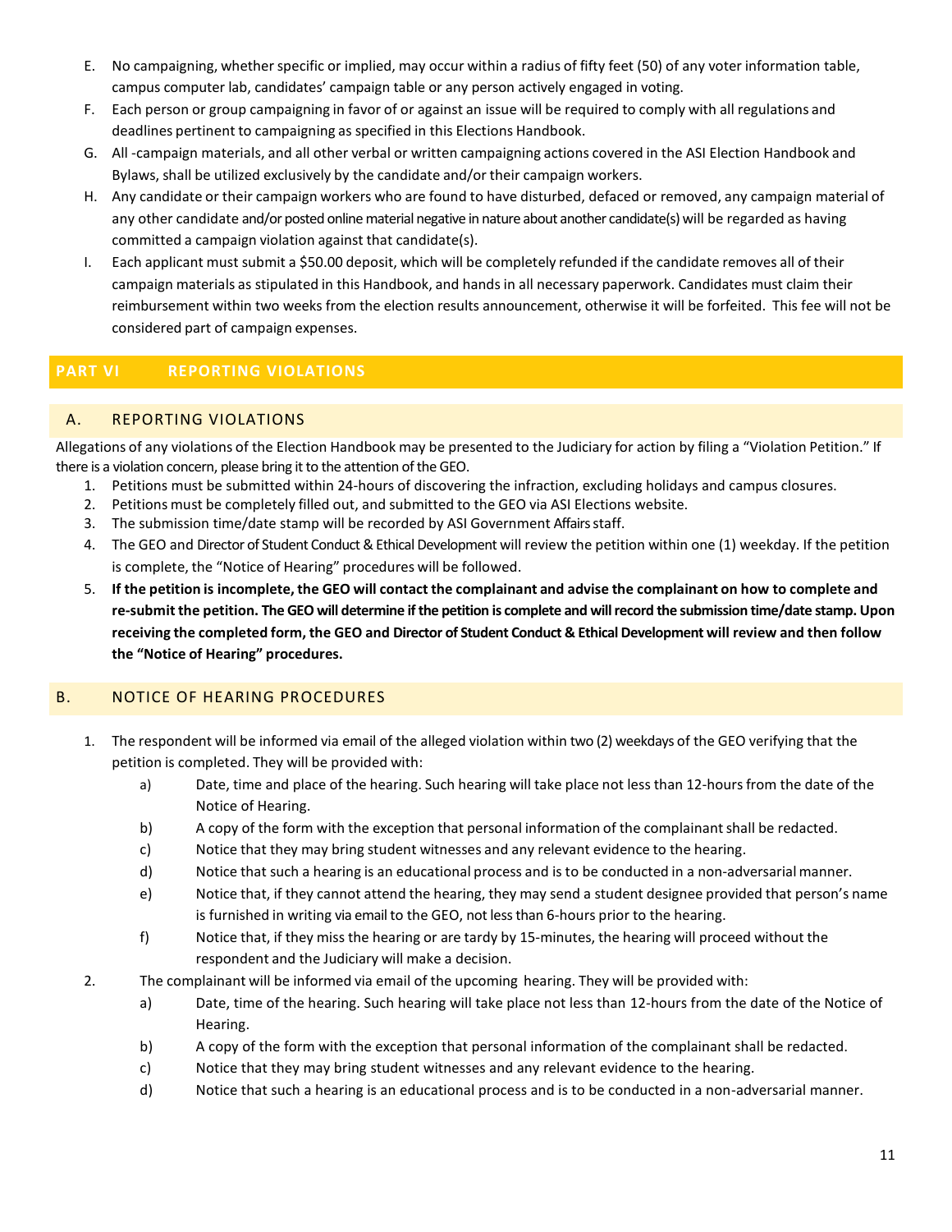E. No campaigning, whether specific or implied, may occur within a radius of fifty feet (50) of any voter information table, campus computer lab, candidates' campaign table or any person actively engaged in voting.

F. Each person or group campaigning in favor of or against an issue will be required to comply with all regulations and deadlines pertinent to campaigning as specified in this Elections Handbook.

G. All -campaign materials, and all other verbal or written campaigning actions covered in the ASI Election Handbook and Bylaws, shall be utilized exclusively by the candidate and/or their campaign workers.

H. Any candidate or their campaign workers who are found to have disturbed, defaced or removed, any campaign material of any other candidate and/or posted online material negative in nature about another candidate(s) will be regarded as having committed a campaign violation against that candidate(s).

I. Each applicant must submit a $50.00 deposit, which will be completely refunded if the candidate removes all of their campaign materials as stipulated in this Handbook, and hands in all necessary paperwork. Candidates must claim their reimbursement within two weeks from the election results announcement, otherwise it will be forfeited. This fee will not be considered part of campaign expenses.

## PART VI REPORTING VIOLATIONS

### A. REPORTING VIOLATIONS

Allegations of any violations of the Election Handbook may be presented to the Judiciary for action by filing a "Violation Petition." If there is a violation concern, please bring it to the attention of the GEO.

1. Petitions must be submitted within 24-hours of discovering the infraction, excluding holidays and campus closures.
2. Petitions must be completely filled out, and submitted to the GEO via ASI Elections website.
3. The submission time/date stamp will be recorded by ASI Government Affairs staff.
4. The GEO and Director of Student Conduct & Ethical Development will review the petition within one (1) weekday. If the petition is complete, the "Notice of Hearing" procedures will be followed.
5. **If the petition is incomplete, the GEO will contact the complainant and advise the complainant on how to complete and re-submit the petition. The GEO will determine if the petition is complete and will record the submission time/date stamp. Upon receiving the completed form, the GEO and Director of Student Conduct & Ethical Development will review and then follow the "Notice of Hearing" procedures.**

### B. NOTICE OF HEARING PROCEDURES

1. The respondent will be informed via email of the alleged violation within two (2) weekdays of the GEO verifying that the petition is completed. They will be provided with:
   a) Date, time and place of the hearing. Such hearing will take place not less than 12-hours from the date of the Notice of Hearing.
   b) A copy of the form with the exception that personal information of the complainant shall be redacted.
   c) Notice that they may bring student witnesses and any relevant evidence to the hearing.
   d) Notice that such a hearing is an educational process and is to be conducted in a non-adversarial manner.
   e) Notice that, if they cannot attend the hearing, they may send a student designee provided that person's name is furnished in writing via email to the GEO, not less than 6-hours prior to the hearing.
   f) Notice that, if they miss the hearing or are tardy by 15-minutes, the hearing will proceed without the respondent and the Judiciary will make a decision.
2. The complainant will be informed via email of the upcoming hearing. They will be provided with:
   a) Date, time of the hearing. Such hearing will take place not less than 12-hours from the date of the Notice of Hearing.
   b) A copy of the form with the exception that personal information of the complainant shall be redacted.
   c) Notice that they may bring student witnesses and any relevant evidence to the hearing.
   d) Notice that such a hearing is an educational process and is to be conducted in a non-adversarial manner.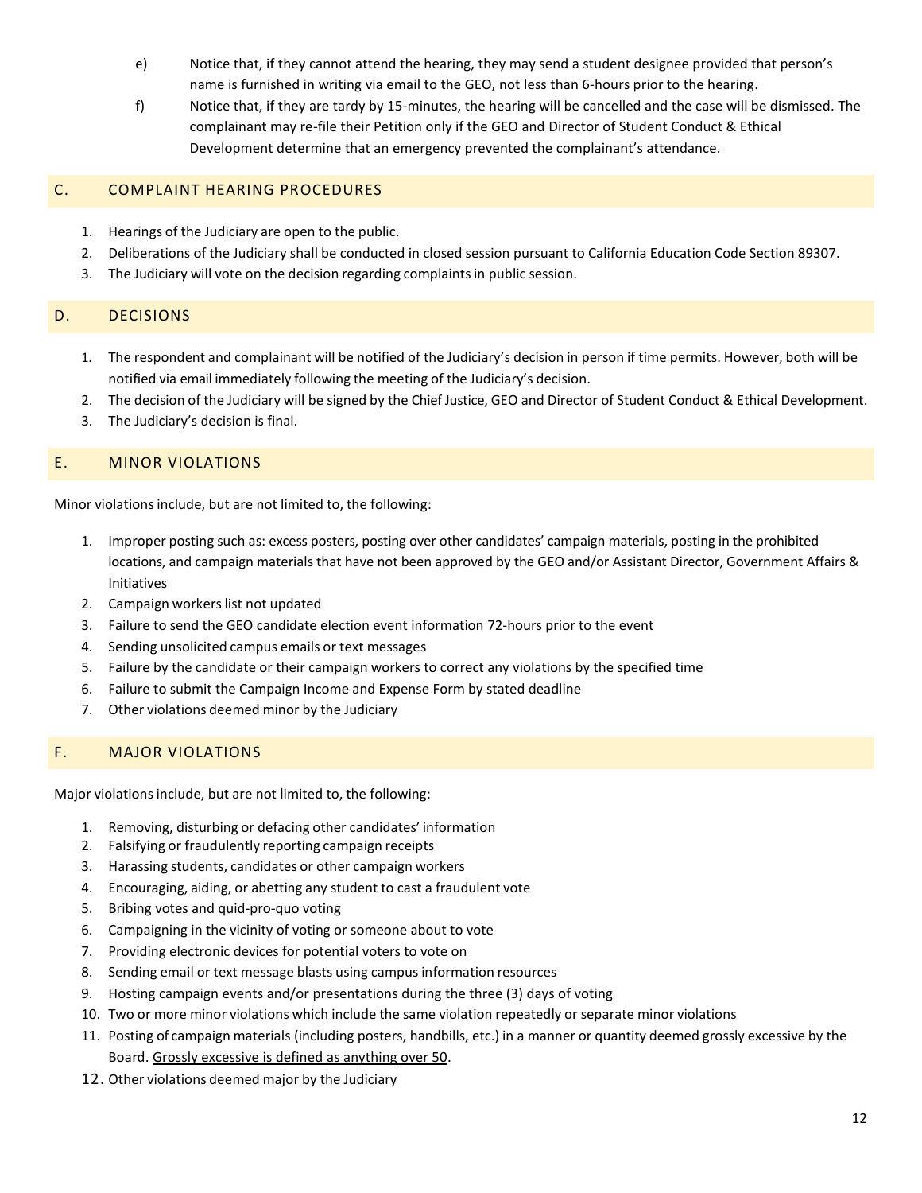e) Notice that, if they cannot attend the hearing, they may send a student designee provided that person's name is furnished in writing via email to the GEO, not less than 6-hours prior to the hearing.

f) Notice that, if they are tardy by 15-minutes, the hearing will be cancelled and the case will be dismissed. The complainant may re-file their Petition only if the GEO and Director of Student Conduct & Ethical Development determine that an emergency prevented the complainant's attendance.

## C. COMPLAINT HEARING PROCEDURES

1. Hearings of the Judiciary are open to the public.
2. Deliberations of the Judiciary shall be conducted in closed session pursuant to California Education Code Section 89307.
3. The Judiciary will vote on the decision regarding complaints in public session.

## D. DECISIONS

1. The respondent and complainant will be notified of the Judiciary's decision in person if time permits. However, both will be notified via email immediately following the meeting of the Judiciary's decision.
2. The decision of the Judiciary will be signed by the Chief Justice, GEO and Director of Student Conduct & Ethical Development.
3. The Judiciary's decision is final.

## E. MINOR VIOLATIONS

Minor violations include, but are not limited to, the following:

1. Improper posting such as: excess posters, posting over other candidates' campaign materials, posting in the prohibited locations, and campaign materials that have not been approved by the GEO and/or Assistant Director, Government Affairs & Initiatives
2. Campaign workers list not updated
3. Failure to send the GEO candidate election event information 72-hours prior to the event
4. Sending unsolicited campus emails or text messages
5. Failure by the candidate or their campaign workers to correct any violations by the specified time
6. Failure to submit the Campaign Income and Expense Form by stated deadline
7. Other violations deemed minor by the Judiciary

## F. MAJOR VIOLATIONS

Major violations include, but are not limited to, the following:

1. Removing, disturbing or defacing other candidates' information
2. Falsifying or fraudulently reporting campaign receipts
3. Harassing students, candidates or other campaign workers
4. Encouraging, aiding, or abetting any student to cast a fraudulent vote
5. Bribing votes and quid-pro-quo voting
6. Campaigning in the vicinity of voting or someone about to vote
7. Providing electronic devices for potential voters to vote on
8. Sending email or text message blasts using campus information resources
9. Hosting campaign events and/or presentations during the three (3) days of voting
10. Two or more minor violations which include the same violation repeatedly or separate minor violations
11. Posting of campaign materials (including posters, handbills, etc.) in a manner or quantity deemed grossly excessive by the Board. <u>Grossly excessive is defined as anything over 50</u>.
12. Other violations deemed major by the Judiciary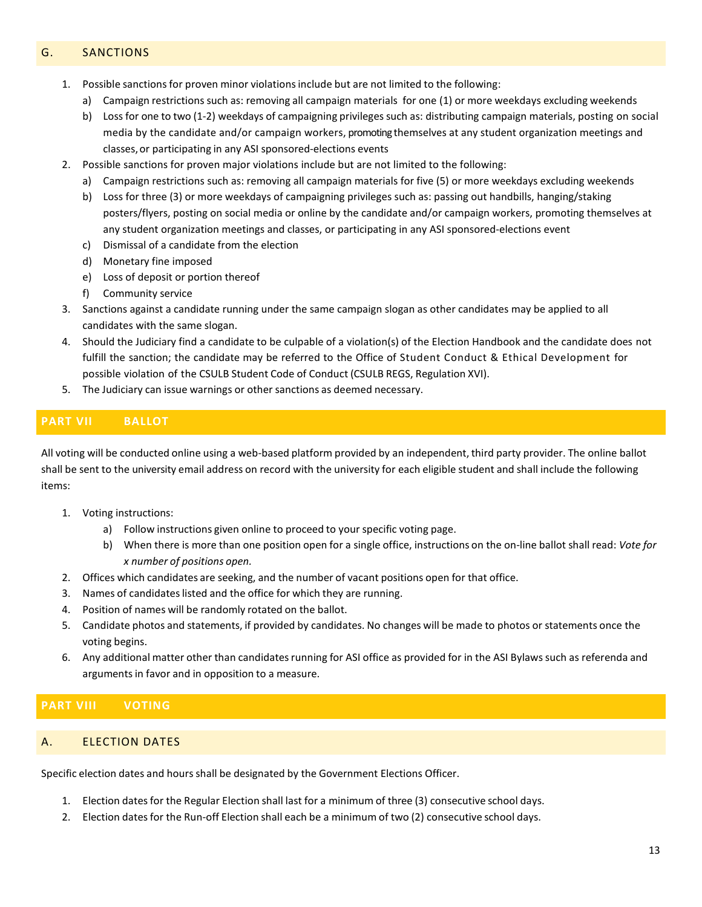### G. SANCTIONS

1. Possible sanctions for proven minor violations include but are not limited to the following:
   a) Campaign restrictions such as: removing all campaign materials for one (1) or more weekdays excluding weekends
   b) Loss for one to two (1-2) weekdays of campaigning privileges such as: distributing campaign materials, posting on social media by the candidate and/or campaign workers, promoting themselves at any student organization meetings and classes, or participating in any ASI sponsored-elections events
2. Possible sanctions for proven major violations include but are not limited to the following:
   a) Campaign restrictions such as: removing all campaign materials for five (5) or more weekdays excluding weekends
   b) Loss for three (3) or more weekdays of campaigning privileges such as: passing out handbills, hanging/staking posters/flyers, posting on social media or online by the candidate and/or campaign workers, promoting themselves at any student organization meetings and classes, or participating in any ASI sponsored-elections event
   c) Dismissal of a candidate from the election
   d) Monetary fine imposed
   e) Loss of deposit or portion thereof
   f) Community service
3. Sanctions against a candidate running under the same campaign slogan as other candidates may be applied to all candidates with the same slogan.
4. Should the Judiciary find a candidate to be culpable of a violation(s) of the Election Handbook and the candidate does not fulfill the sanction; the candidate may be referred to the Office of Student Conduct & Ethical Development for possible violation of the CSULB Student Code of Conduct (CSULB REGS, Regulation XVI).
5. The Judiciary can issue warnings or other sanctions as deemed necessary.

## PART VII BALLOT

All voting will be conducted online using a web-based platform provided by an independent, third party provider. The online ballot shall be sent to the university email address on record with the university for each eligible student and shall include the following items:

1. Voting instructions:
   a) Follow instructions given online to proceed to your specific voting page.
   b) When there is more than one position open for a single office, instructions on the on-line ballot shall read: *Vote for x number of positions open.*
2. Offices which candidates are seeking, and the number of vacant positions open for that office.
3. Names of candidates listed and the office for which they are running.
4. Position of names will be randomly rotated on the ballot.
5. Candidate photos and statements, if provided by candidates. No changes will be made to photos or statements once the voting begins.
6. Any additional matter other than candidates running for ASI office as provided for in the ASI Bylaws such as referenda and arguments in favor and in opposition to a measure.

## PART VIII VOTING

### A. ELECTION DATES

Specific election dates and hours shall be designated by the Government Elections Officer.

1. Election dates for the Regular Election shall last for a minimum of three (3) consecutive school days.
2. Election dates for the Run-off Election shall each be a minimum of two (2) consecutive school days.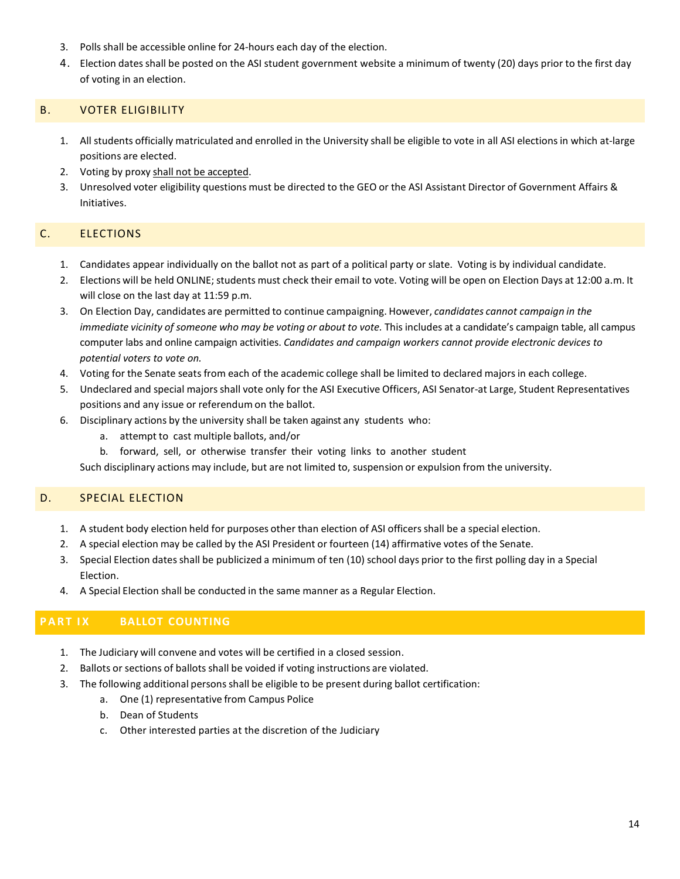3. Polls shall be accessible online for 24-hours each day of the election.
4. Election dates shall be posted on the ASI student government website a minimum of twenty (20) days prior to the first day of voting in an election.

### B. VOTER ELIGIBILITY

1. All students officially matriculated and enrolled in the University shall be eligible to vote in all ASI elections in which at-large positions are elected.
2. Voting by proxy shall not be accepted.
3. Unresolved voter eligibility questions must be directed to the GEO or the ASI Assistant Director of Government Affairs & Initiatives.

### C. ELECTIONS

1. Candidates appear individually on the ballot not as part of a political party or slate. Voting is by individual candidate.
2. Elections will be held ONLINE; students must check their email to vote. Voting will be open on Election Days at 12:00 a.m. It will close on the last day at 11:59 p.m.
3. On Election Day, candidates are permitted to continue campaigning. However, *candidates cannot campaign in the immediate vicinity of someone who may be voting or about to vote.* This includes at a candidate's campaign table, all campus computer labs and online campaign activities. *Candidates and campaign workers cannot provide electronic devices to potential voters to vote on.*
4. Voting for the Senate seats from each of the academic college shall be limited to declared majors in each college.
5. Undeclared and special majors shall vote only for the ASI Executive Officers, ASI Senator-at Large, Student Representatives positions and any issue or referendum on the ballot.
6. Disciplinary actions by the university shall be taken against any students who:
   a. attempt to cast multiple ballots, and/or
   b. forward, sell, or otherwise transfer their voting links to another student

   Such disciplinary actions may include, but are not limited to, suspension or expulsion from the university.

### D. SPECIAL ELECTION

1. A student body election held for purposes other than election of ASI officers shall be a special election.
2. A special election may be called by the ASI President or fourteen (14) affirmative votes of the Senate.
3. Special Election dates shall be publicized a minimum of ten (10) school days prior to the first polling day in a Special Election.
4. A Special Election shall be conducted in the same manner as a Regular Election.

## PART IX BALLOT COUNTING

1. The Judiciary will convene and votes will be certified in a closed session.
2. Ballots or sections of ballots shall be voided if voting instructions are violated.
3. The following additional persons shall be eligible to be present during ballot certification:
   a. One (1) representative from Campus Police
   b. Dean of Students
   c. Other interested parties at the discretion of the Judiciary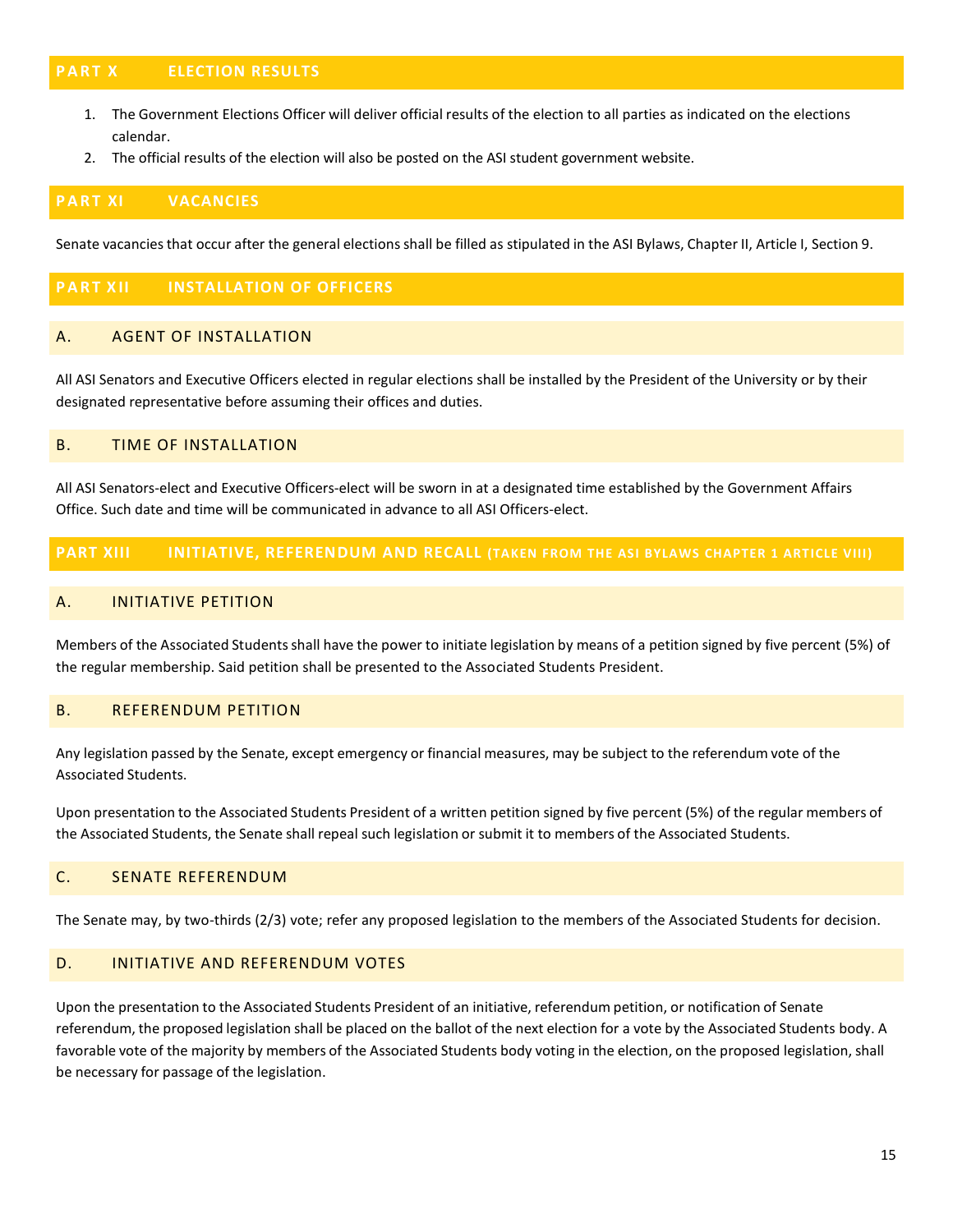## PART X ELECTION RESULTS

1. The Government Elections Officer will deliver official results of the election to all parties as indicated on the elections calendar.
2. The official results of the election will also be posted on the ASI student government website.

## PART XI VACANCIES

Senate vacancies that occur after the general elections shall be filled as stipulated in the ASI Bylaws, Chapter II, Article I, Section 9.

## PART XII INSTALLATION OF OFFICERS

### A. AGENT OF INSTALLATION

All ASI Senators and Executive Officers elected in regular elections shall be installed by the President of the University or by their designated representative before assuming their offices and duties.

### B. TIME OF INSTALLATION

All ASI Senators-elect and Executive Officers-elect will be sworn in at a designated time established by the Government Affairs Office. Such date and time will be communicated in advance to all ASI Officers-elect.

## PART XIII INITIATIVE, REFERENDUM AND RECALL (TAKEN FROM THE ASI BYLAWS CHAPTER 1 ARTICLE VIII)

### A. INITIATIVE PETITION

Members of the Associated Students shall have the power to initiate legislation by means of a petition signed by five percent (5%) of the regular membership. Said petition shall be presented to the Associated Students President.

### B. REFERENDUM PETITION

Any legislation passed by the Senate, except emergency or financial measures, may be subject to the referendum vote of the Associated Students.

Upon presentation to the Associated Students President of a written petition signed by five percent (5%) of the regular members of the Associated Students, the Senate shall repeal such legislation or submit it to members of the Associated Students.

### C. SENATE REFERENDUM

The Senate may, by two-thirds (2/3) vote; refer any proposed legislation to the members of the Associated Students for decision.

### D. INITIATIVE AND REFERENDUM VOTES

Upon the presentation to the Associated Students President of an initiative, referendum petition, or notification of Senate referendum, the proposed legislation shall be placed on the ballot of the next election for a vote by the Associated Students body. A favorable vote of the majority by members of the Associated Students body voting in the election, on the proposed legislation, shall be necessary for passage of the legislation.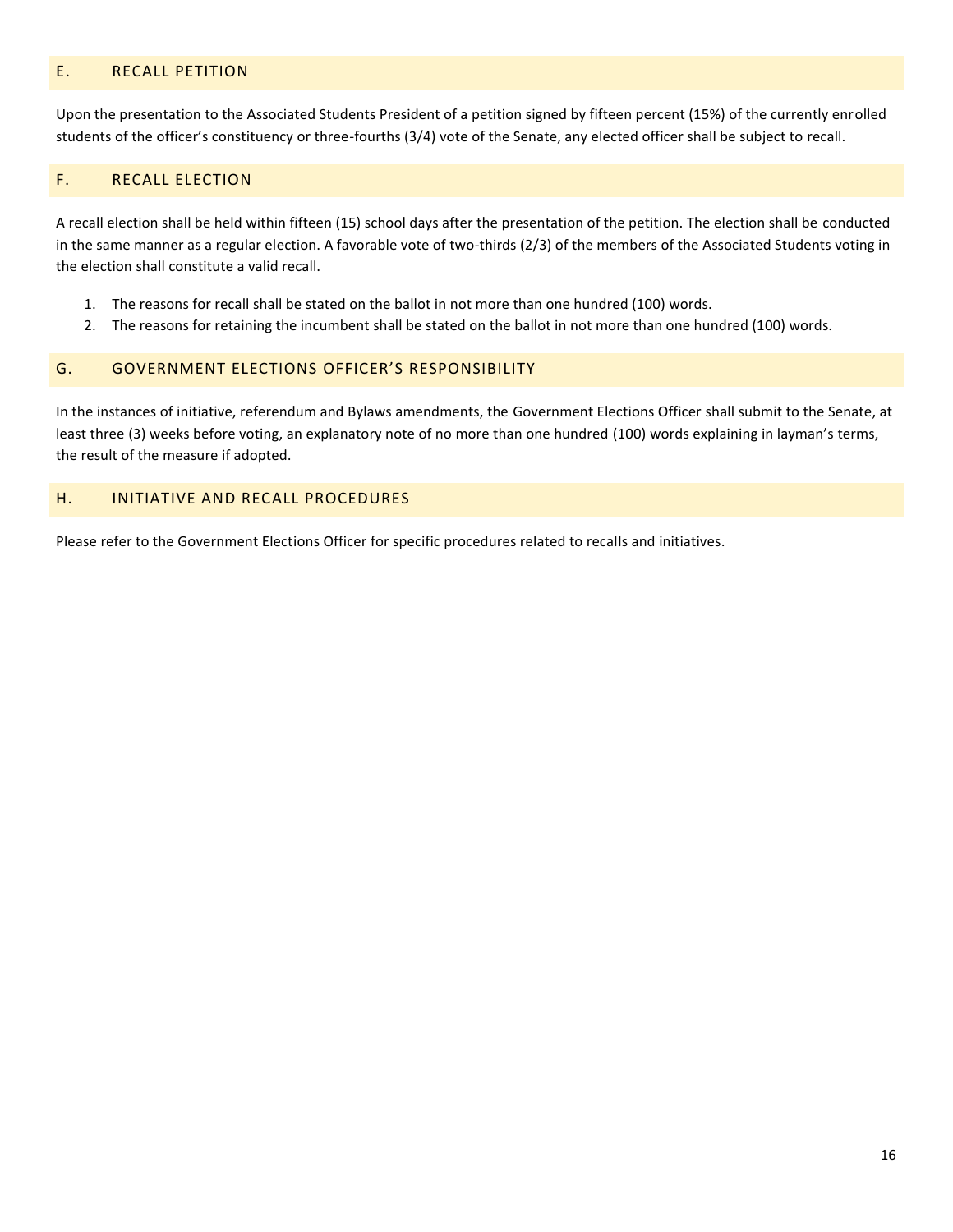### E. RECALL PETITION

Upon the presentation to the Associated Students President of a petition signed by fifteen percent (15%) of the currently enrolled students of the officer's constituency or three-fourths (3/4) vote of the Senate, any elected officer shall be subject to recall.

### F. RECALL ELECTION

A recall election shall be held within fifteen (15) school days after the presentation of the petition. The election shall be conducted in the same manner as a regular election. A favorable vote of two-thirds (2/3) of the members of the Associated Students voting in the election shall constitute a valid recall.

1. The reasons for recall shall be stated on the ballot in not more than one hundred (100) words.
2. The reasons for retaining the incumbent shall be stated on the ballot in not more than one hundred (100) words.

### G. GOVERNMENT ELECTIONS OFFICER'S RESPONSIBILITY

In the instances of initiative, referendum and Bylaws amendments, the Government Elections Officer shall submit to the Senate, at least three (3) weeks before voting, an explanatory note of no more than one hundred (100) words explaining in layman's terms, the result of the measure if adopted.

### H. INITIATIVE AND RECALL PROCEDURES

Please refer to the Government Elections Officer for specific procedures related to recalls and initiatives.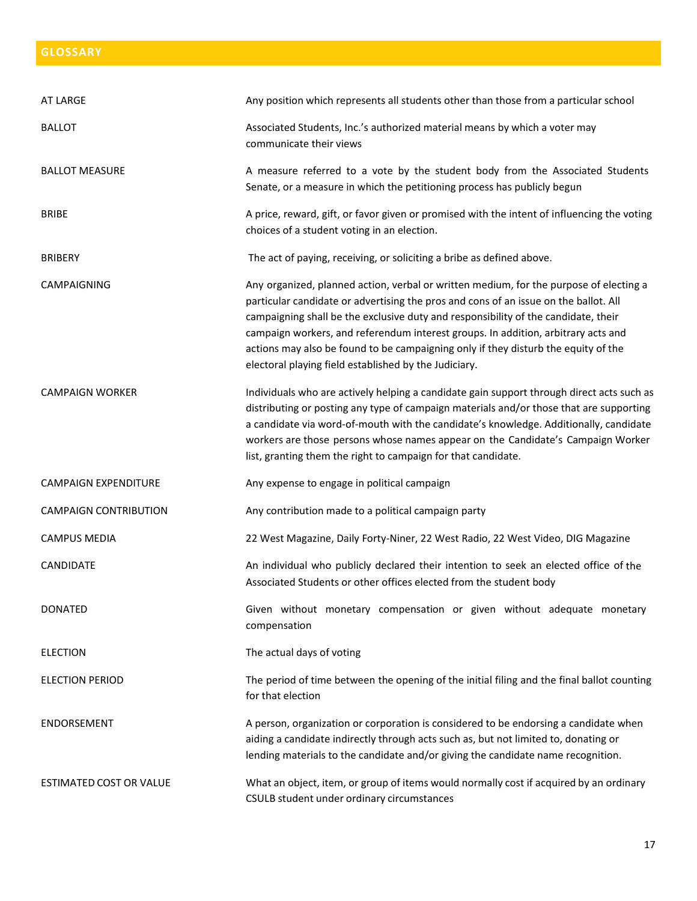## GLOSSARY

| | |
|---|---|
| AT LARGE | Any position which represents all students other than those from a particular school |
| BALLOT | Associated Students, Inc.'s authorized material means by which a voter may communicate their views |
| BALLOT MEASURE | A measure referred to a vote by the student body from the Associated Students Senate, or a measure in which the petitioning process has publicly begun |
| BRIBE | A price, reward, gift, or favor given or promised with the intent of influencing the voting choices of a student voting in an election. |
| BRIBERY | The act of paying, receiving, or soliciting a bribe as defined above. |
| CAMPAIGNING | Any organized, planned action, verbal or written medium, for the purpose of electing a particular candidate or advertising the pros and cons of an issue on the ballot. All campaigning shall be the exclusive duty and responsibility of the candidate, their campaign workers, and referendum interest groups. In addition, arbitrary acts and actions may also be found to be campaigning only if they disturb the equity of the electoral playing field established by the Judiciary. |
| CAMPAIGN WORKER | Individuals who are actively helping a candidate gain support through direct acts such as distributing or posting any type of campaign materials and/or those that are supporting a candidate via word-of-mouth with the candidate's knowledge. Additionally, candidate workers are those persons whose names appear on the Candidate's Campaign Worker list, granting them the right to campaign for that candidate. |
| CAMPAIGN EXPENDITURE | Any expense to engage in political campaign |
| CAMPAIGN CONTRIBUTION | Any contribution made to a political campaign party |
| CAMPUS MEDIA | 22 West Magazine, Daily Forty-Niner, 22 West Radio, 22 West Video, DIG Magazine |
| CANDIDATE | An individual who publicly declared their intention to seek an elected office of the Associated Students or other offices elected from the student body |
| DONATED | Given without monetary compensation or given without adequate monetary compensation |
| ELECTION | The actual days of voting |
| ELECTION PERIOD | The period of time between the opening of the initial filing and the final ballot counting for that election |
| ENDORSEMENT | A person, organization or corporation is considered to be endorsing a candidate when aiding a candidate indirectly through acts such as, but not limited to, donating or lending materials to the candidate and/or giving the candidate name recognition. |
| ESTIMATED COST OR VALUE | What an object, item, or group of items would normally cost if acquired by an ordinary CSULB student under ordinary circumstances |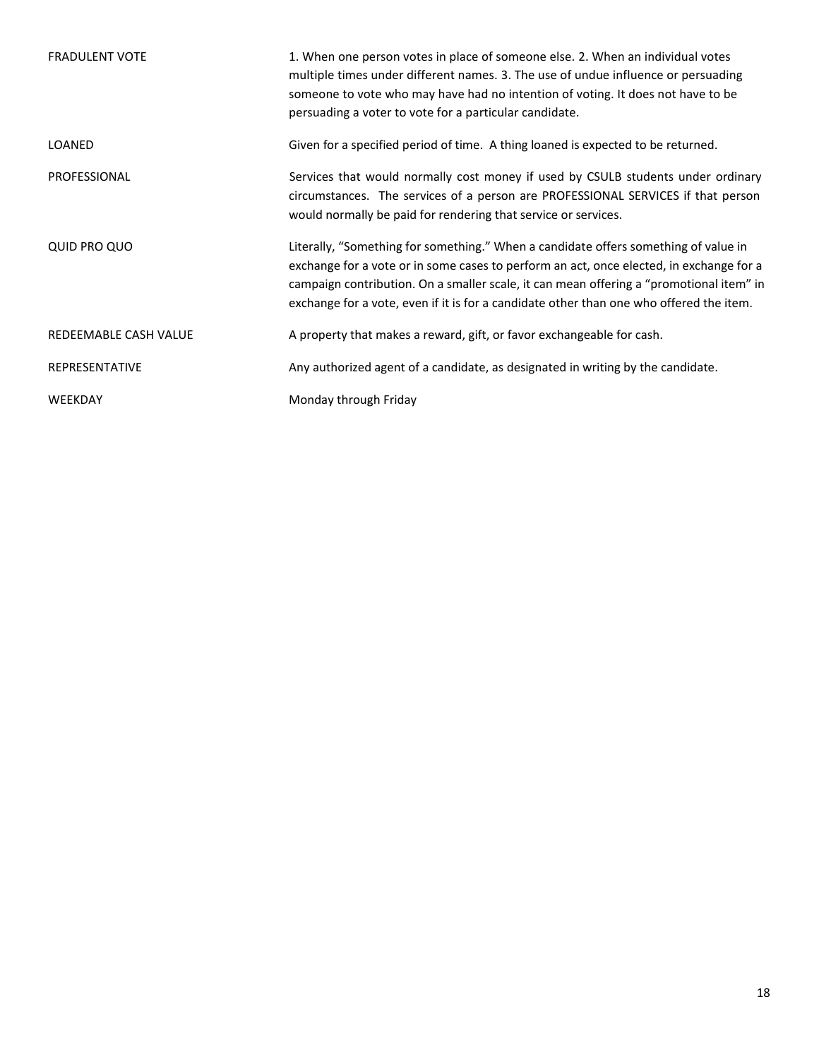| | |
|---|---|
| FRADULENT VOTE | 1. When one person votes in place of someone else. 2. When an individual votes multiple times under different names. 3. The use of undue influence or persuading someone to vote who may have had no intention of voting. It does not have to be persuading a voter to vote for a particular candidate. |
| LOANED | Given for a specified period of time. A thing loaned is expected to be returned. |
| PROFESSIONAL | Services that would normally cost money if used by CSULB students under ordinary circumstances. The services of a person are PROFESSIONAL SERVICES if that person would normally be paid for rendering that service or services. |
| QUID PRO QUO | Literally, "Something for something." When a candidate offers something of value in exchange for a vote or in some cases to perform an act, once elected, in exchange for a campaign contribution. On a smaller scale, it can mean offering a "promotional item" in exchange for a vote, even if it is for a candidate other than one who offered the item. |
| REDEEMABLE CASH VALUE | A property that makes a reward, gift, or favor exchangeable for cash. |
| REPRESENTATIVE | Any authorized agent of a candidate, as designated in writing by the candidate. |
| WEEKDAY | Monday through Friday |